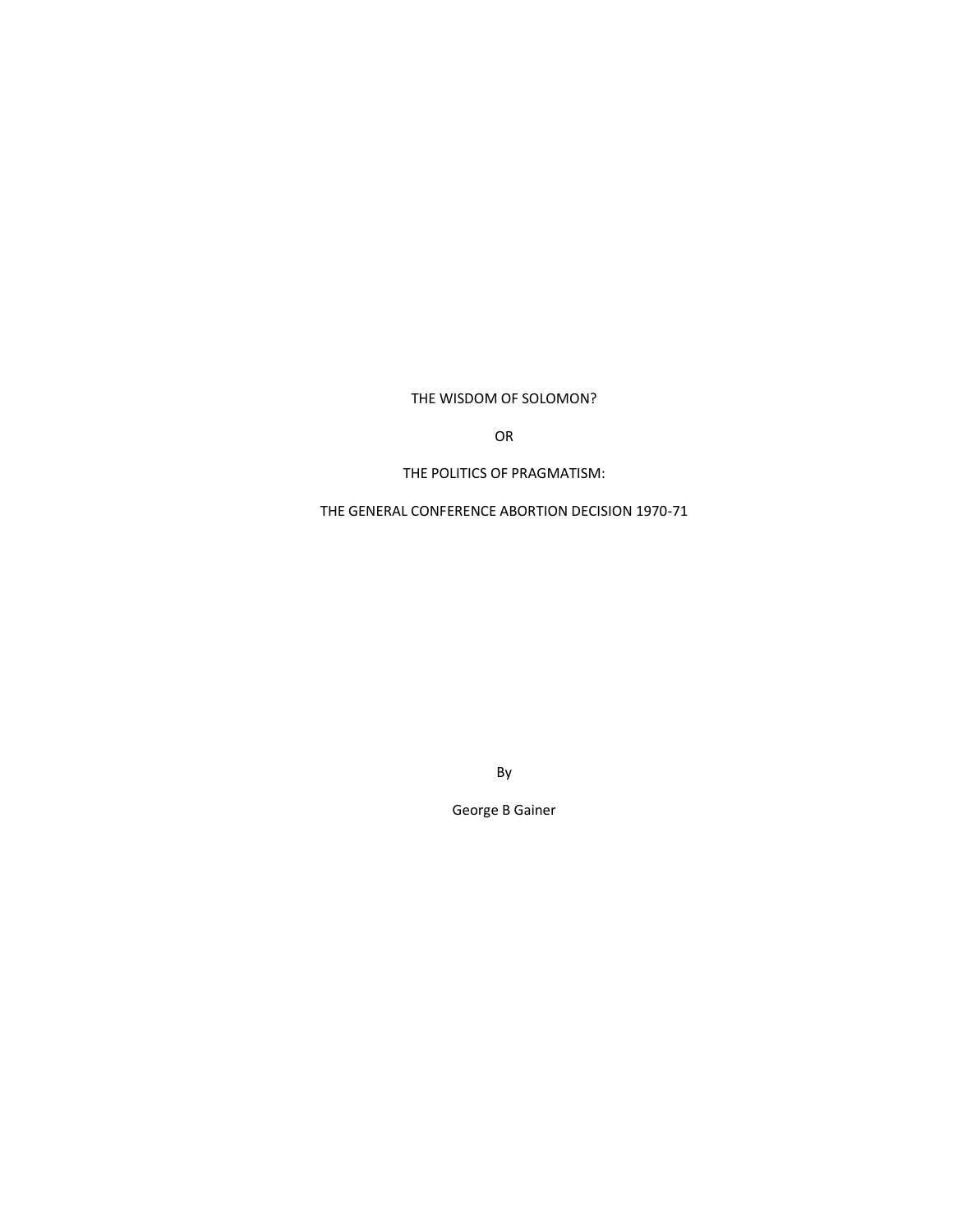# THE WISDOM OF SOLOMON?

OR

THE POLITICS OF PRAGMATISM:

THE GENERAL CONFERENCE ABORTION DECISION 1970-71

By

George B Gainer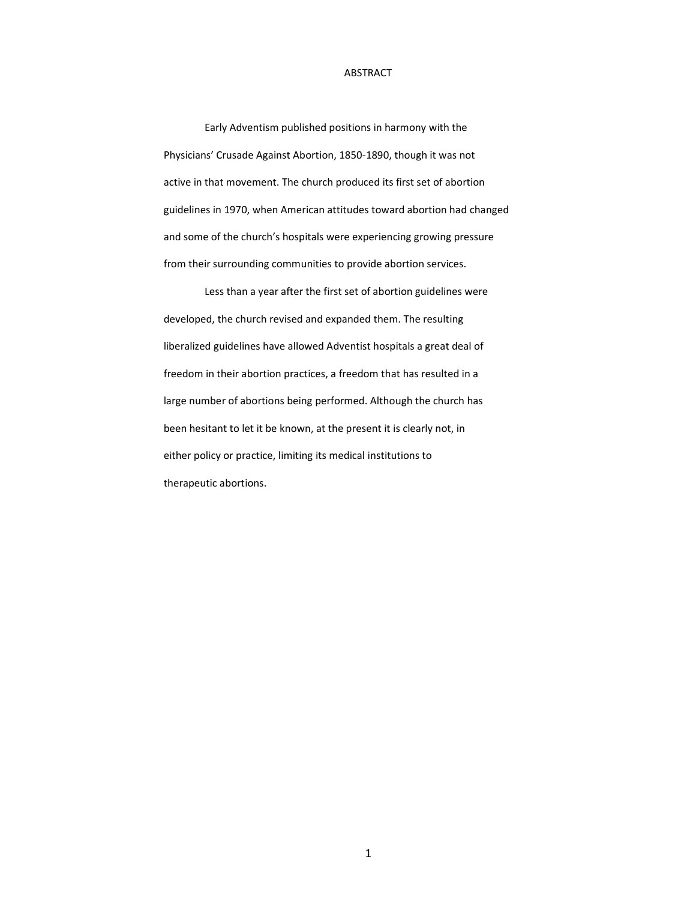# ABSTRACT

Early Adventism published positions in harmony with the Physicians' Crusade Against Abortion, 1850-1890, though it was not active in that movement. The church produced its first set of abortion guidelines in 1970, when American attitudes toward abortion had changed and some of the church's hospitals were experiencing growing pressure from their surrounding communities to provide abortion services.

Less than a year after the first set of abortion guidelines were developed, the church revised and expanded them. The resulting liberalized guidelines have allowed Adventist hospitals a great deal of freedom in their abortion practices, a freedom that has resulted in a large number of abortions being performed. Although the church has been hesitant to let it be known, at the present it is clearly not, in either policy or practice, limiting its medical institutions to therapeutic abortions.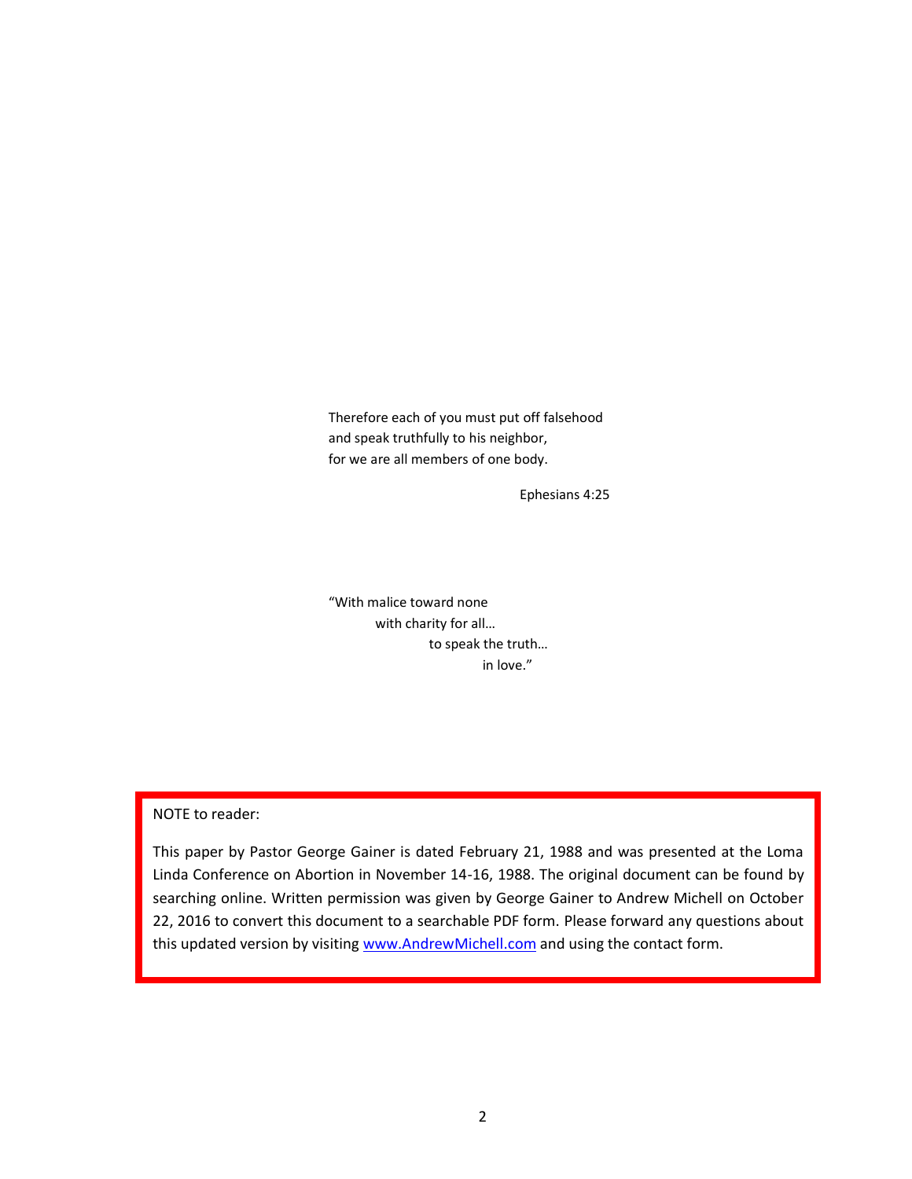Therefore each of you must put off falsehood
and speak truthfully to his neighbor,
for we are all members of one body.

Ephesians 4:25

"With malice toward none
with charity for all…
to speak the truth…
in love."

NOTE to reader:

This paper by Pastor George Gainer is dated February 21, 1988 and was presented at the Loma Linda Conference on Abortion in November 14-16, 1988. The original document can be found by searching online. Written permission was given by George Gainer to Andrew Michell on October 22, 2016 to convert this document to a searchable PDF form. Please forward any questions about this updated version by visiting [www.AndrewMichell.com](http://www.AndrewMichell.com) and using the contact form.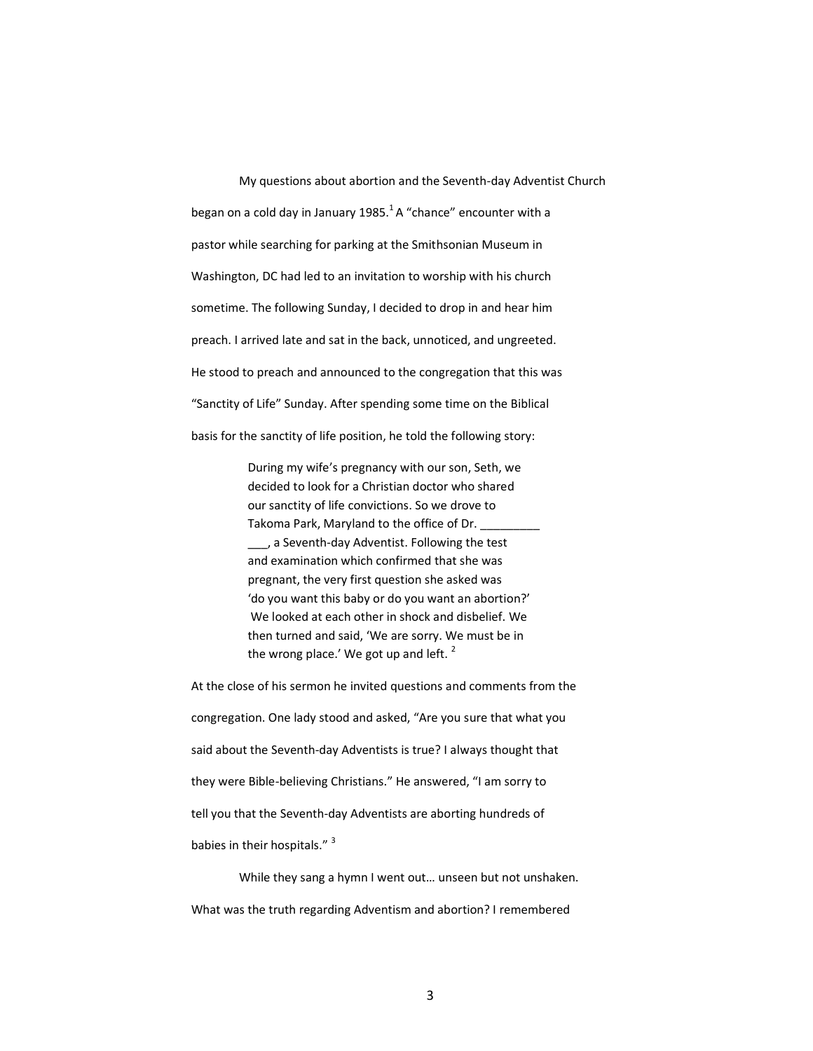My questions about abortion and the Seventh-day Adventist Church began on a cold day in January 1985.[1] A "chance" encounter with a pastor while searching for parking at the Smithsonian Museum in Washington, DC had led to an invitation to worship with his church sometime. The following Sunday, I decided to drop in and hear him preach. I arrived late and sat in the back, unnoticed, and ungreeted. He stood to preach and announced to the congregation that this was "Sanctity of Life" Sunday. After spending some time on the Biblical basis for the sanctity of life position, he told the following story:

> During my wife's pregnancy with our son, Seth, we decided to look for a Christian doctor who shared our sanctity of life convictions. So we drove to Takoma Park, Maryland to the office of Dr. _________ ___, a Seventh-day Adventist. Following the test and examination which confirmed that she was pregnant, the very first question she asked was 'do you want this baby or do you want an abortion?' We looked at each other in shock and disbelief. We then turned and said, 'We are sorry. We must be in the wrong place.' We got up and left. [2]

At the close of his sermon he invited questions and comments from the congregation. One lady stood and asked, "Are you sure that what you said about the Seventh-day Adventists is true? I always thought that they were Bible-believing Christians." He answered, "I am sorry to tell you that the Seventh-day Adventists are aborting hundreds of babies in their hospitals." [3]

While they sang a hymn I went out… unseen but not unshaken. What was the truth regarding Adventism and abortion? I remembered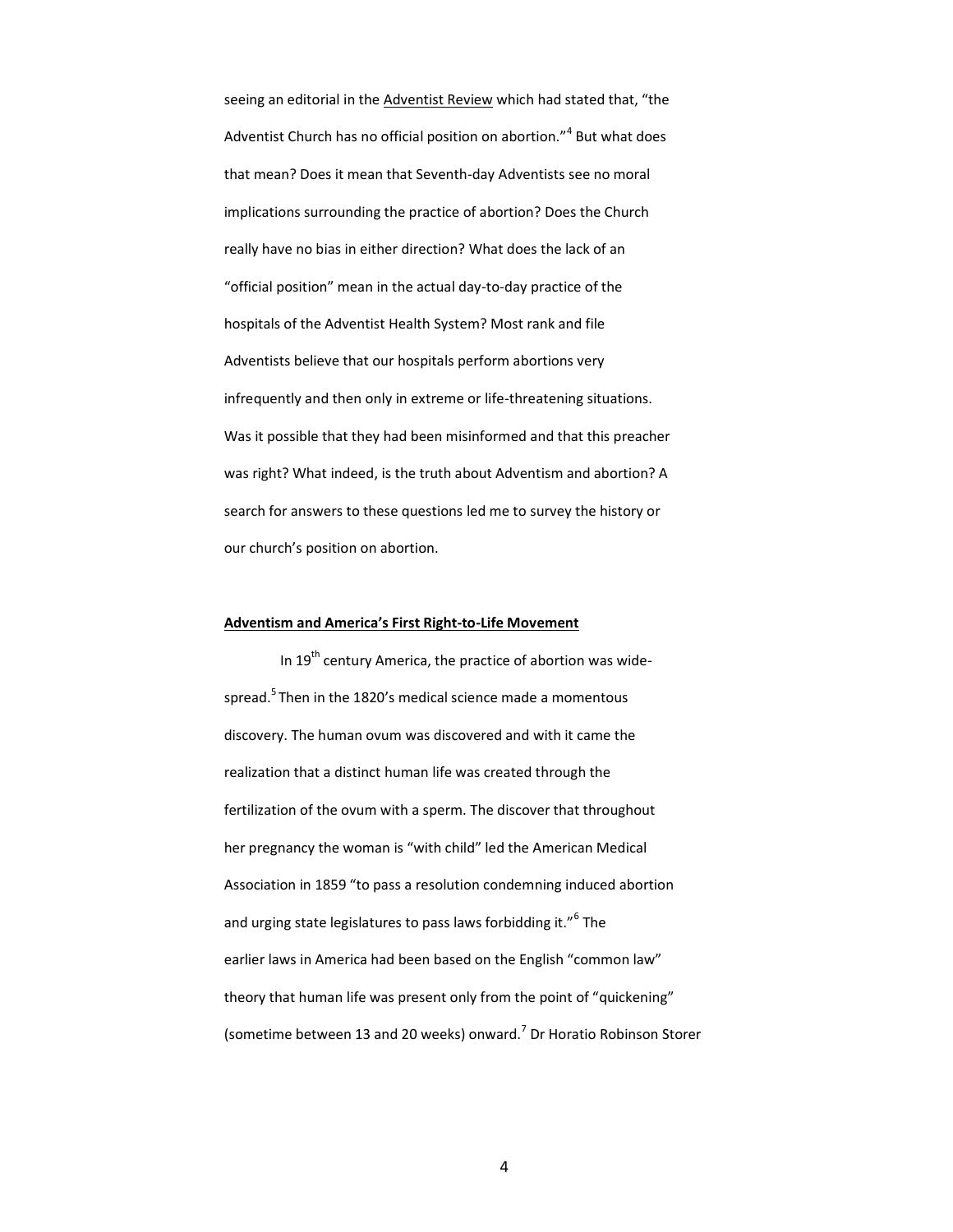seeing an editorial in the Adventist Review which had stated that, "the Adventist Church has no official position on abortion."[4] But what does that mean? Does it mean that Seventh-day Adventists see no moral implications surrounding the practice of abortion? Does the Church really have no bias in either direction? What does the lack of an "official position" mean in the actual day-to-day practice of the hospitals of the Adventist Health System? Most rank and file Adventists believe that our hospitals perform abortions very infrequently and then only in extreme or life-threatening situations. Was it possible that they had been misinformed and that this preacher was right? What indeed, is the truth about Adventism and abortion? A search for answers to these questions led me to survey the history or our church's position on abortion.

**Adventism and America's First Right-to-Life Movement**

In 19th century America, the practice of abortion was wide-spread.[5] Then in the 1820's medical science made a momentous discovery. The human ovum was discovered and with it came the realization that a distinct human life was created through the fertilization of the ovum with a sperm. The discover that throughout her pregnancy the woman is "with child" led the American Medical Association in 1859 "to pass a resolution condemning induced abortion and urging state legislatures to pass laws forbidding it."[6] The earlier laws in America had been based on the English "common law" theory that human life was present only from the point of "quickening" (sometime between 13 and 20 weeks) onward.[7] Dr Horatio Robinson Storer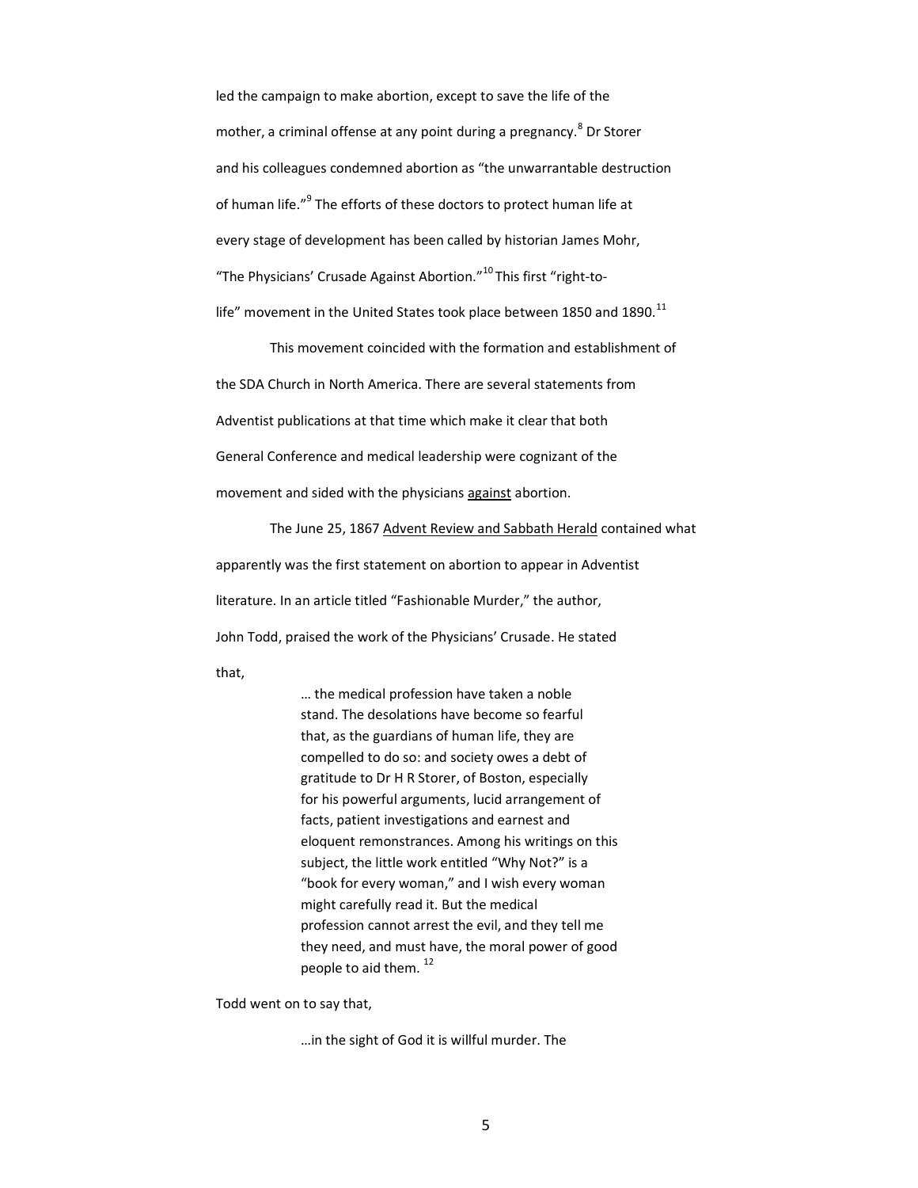led the campaign to make abortion, except to save the life of the mother, a criminal offense at any point during a pregnancy.[8] Dr Storer and his colleagues condemned abortion as "the unwarrantable destruction of human life."[9] The efforts of these doctors to protect human life at every stage of development has been called by historian James Mohr, "The Physicians' Crusade Against Abortion."[10] This first "right-to-life" movement in the United States took place between 1850 and 1890.[11]

This movement coincided with the formation and establishment of the SDA Church in North America. There are several statements from Adventist publications at that time which make it clear that both General Conference and medical leadership were cognizant of the movement and sided with the physicians <u>against</u> abortion.

The June 25, 1867 <u>Advent Review and Sabbath Herald</u> contained what apparently was the first statement on abortion to appear in Adventist literature. In an article titled "Fashionable Murder," the author, John Todd, praised the work of the Physicians' Crusade. He stated that,

> … the medical profession have taken a noble stand. The desolations have become so fearful that, as the guardians of human life, they are compelled to do so: and society owes a debt of gratitude to Dr H R Storer, of Boston, especially for his powerful arguments, lucid arrangement of facts, patient investigations and earnest and eloquent remonstrances. Among his writings on this subject, the little work entitled "Why Not?" is a "book for every woman," and I wish every woman might carefully read it. But the medical profession cannot arrest the evil, and they tell me they need, and must have, the moral power of good people to aid them. [12]

Todd went on to say that,

> …in the sight of God it is willful murder. The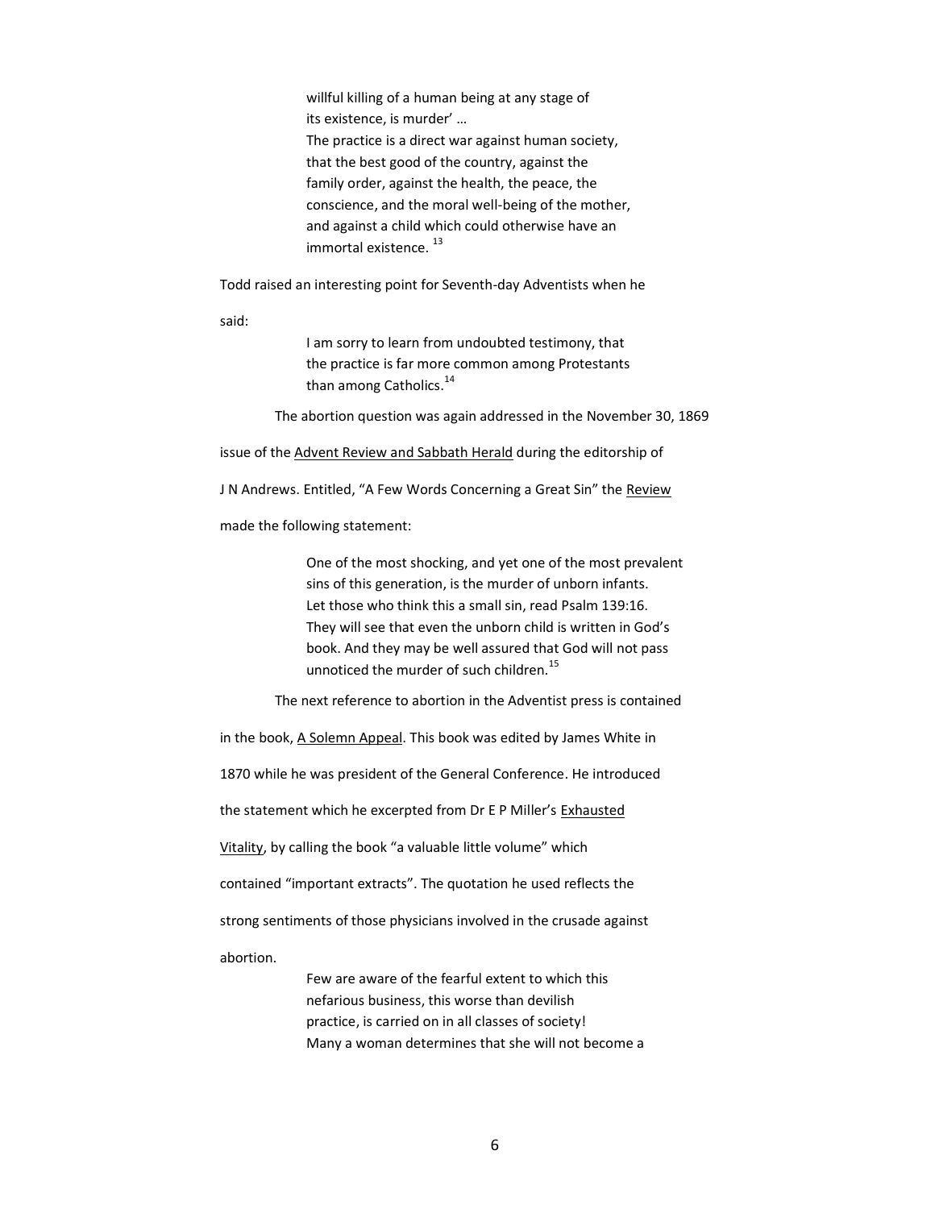> willful killing of a human being at any stage of its existence, is murder' …
> The practice is a direct war against human society, that the best good of the country, against the family order, against the health, the peace, the conscience, and the moral well-being of the mother, and against a child which could otherwise have an immortal existence. [13]

Todd raised an interesting point for Seventh-day Adventists when he said:

> I am sorry to learn from undoubted testimony, that the practice is far more common among Protestants than among Catholics.[14]

The abortion question was again addressed in the November 30, 1869 issue of the Advent Review and Sabbath Herald during the editorship of J N Andrews. Entitled, "A Few Words Concerning a Great Sin" the Review made the following statement:

> One of the most shocking, and yet one of the most prevalent sins of this generation, is the murder of unborn infants. Let those who think this a small sin, read Psalm 139:16. They will see that even the unborn child is written in God's book. And they may be well assured that God will not pass unnoticed the murder of such children.[15]

The next reference to abortion in the Adventist press is contained in the book, A Solemn Appeal. This book was edited by James White in 1870 while he was president of the General Conference. He introduced the statement which he excerpted from Dr E P Miller's Exhausted Vitality, by calling the book "a valuable little volume" which contained "important extracts". The quotation he used reflects the strong sentiments of those physicians involved in the crusade against abortion.

> Few are aware of the fearful extent to which this nefarious business, this worse than devilish practice, is carried on in all classes of society! Many a woman determines that she will not become a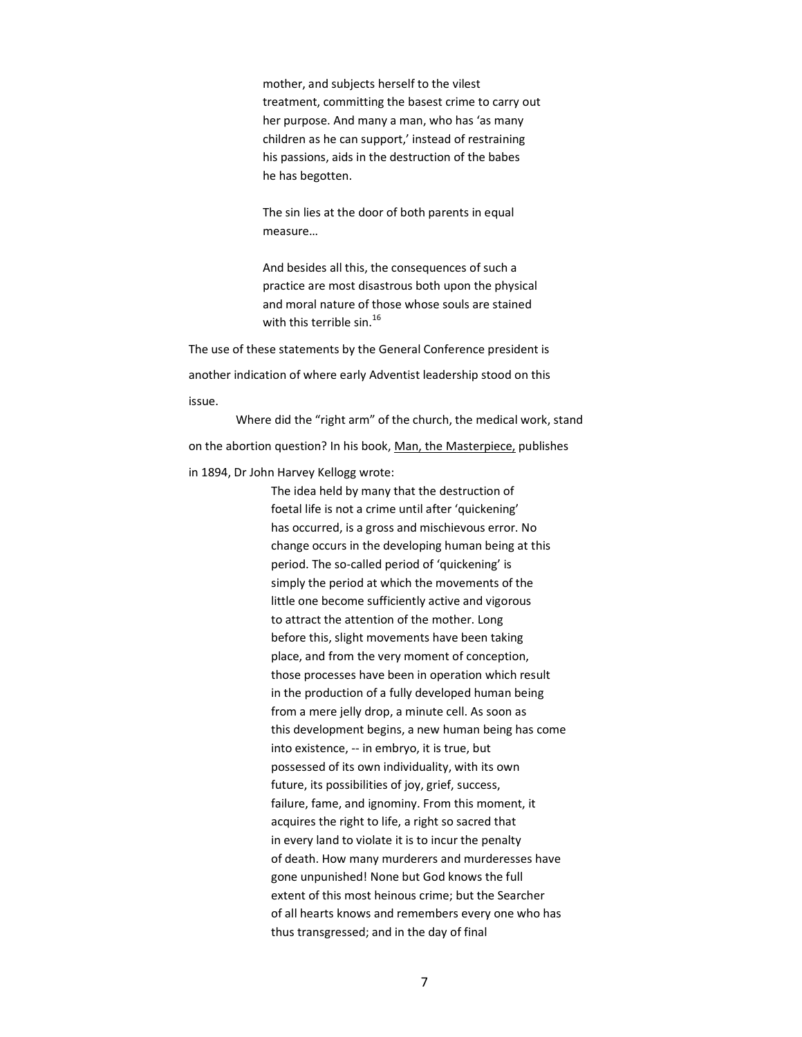> mother, and subjects herself to the vilest treatment, committing the basest crime to carry out her purpose. And many a man, who has 'as many children as he can support,' instead of restraining his passions, aids in the destruction of the babes he has begotten.
>
> The sin lies at the door of both parents in equal measure…
>
> And besides all this, the consequences of such a practice are most disastrous both upon the physical and moral nature of those whose souls are stained with this terrible sin.[16]

The use of these statements by the General Conference president is another indication of where early Adventist leadership stood on this issue.

Where did the "right arm" of the church, the medical work, stand on the abortion question? In his book, Man, the Masterpiece, publishes in 1894, Dr John Harvey Kellogg wrote:

> The idea held by many that the destruction of foetal life is not a crime until after 'quickening' has occurred, is a gross and mischievous error. No change occurs in the developing human being at this period. The so-called period of 'quickening' is simply the period at which the movements of the little one become sufficiently active and vigorous to attract the attention of the mother. Long before this, slight movements have been taking place, and from the very moment of conception, those processes have been in operation which result in the production of a fully developed human being from a mere jelly drop, a minute cell. As soon as this development begins, a new human being has come into existence, -- in embryo, it is true, but possessed of its own individuality, with its own future, its possibilities of joy, grief, success, failure, fame, and ignominy. From this moment, it acquires the right to life, a right so sacred that in every land to violate it is to incur the penalty of death. How many murderers and murderesses have gone unpunished! None but God knows the full extent of this most heinous crime; but the Searcher of all hearts knows and remembers every one who has thus transgressed; and in the day of final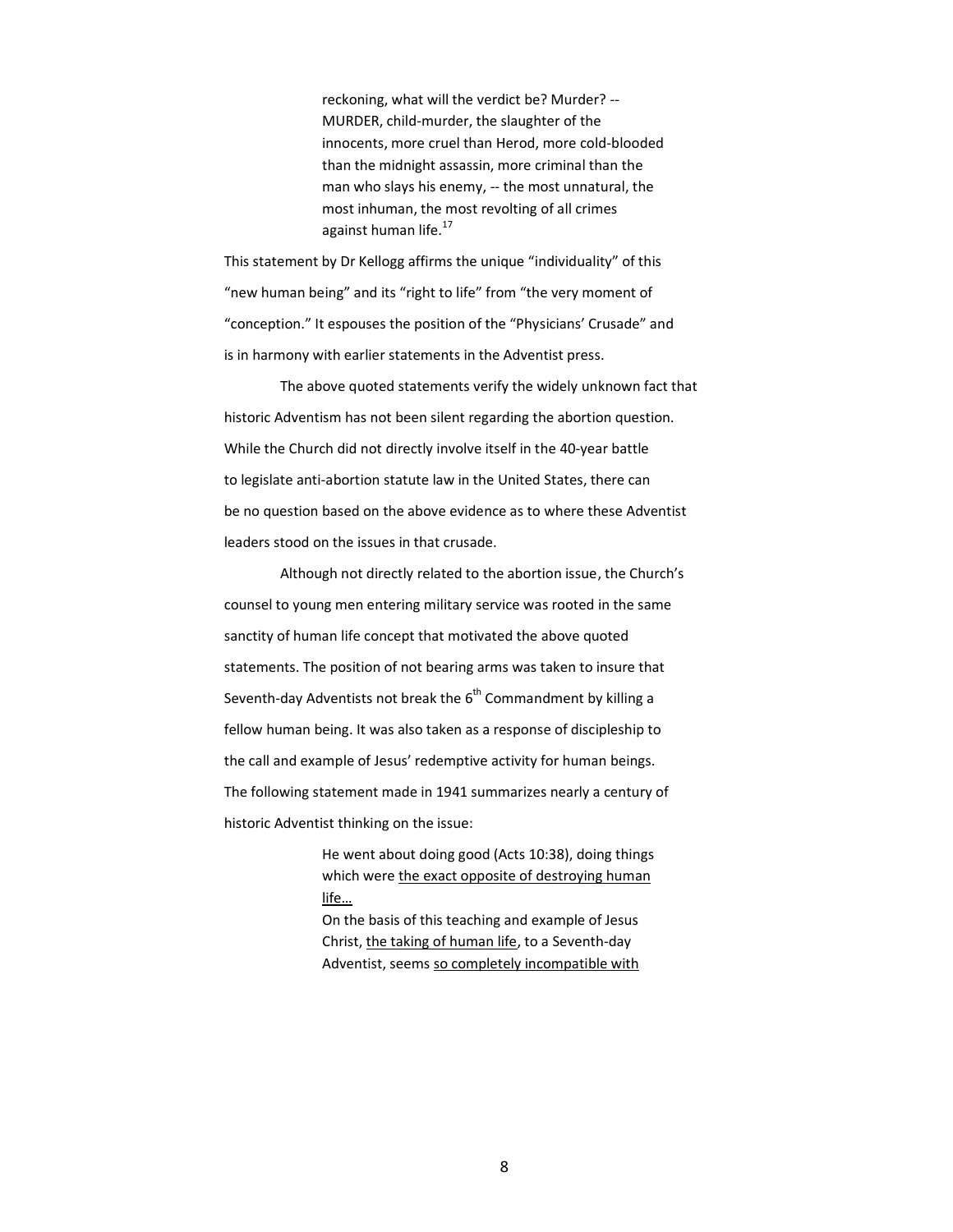> reckoning, what will the verdict be? Murder? -- MURDER, child-murder, the slaughter of the innocents, more cruel than Herod, more cold-blooded than the midnight assassin, more criminal than the man who slays his enemy, -- the most unnatural, the most inhuman, the most revolting of all crimes against human life.[17]

This statement by Dr Kellogg affirms the unique "individuality" of this "new human being" and its "right to life" from "the very moment of "conception." It espouses the position of the "Physicians' Crusade" and is in harmony with earlier statements in the Adventist press.

The above quoted statements verify the widely unknown fact that historic Adventism has not been silent regarding the abortion question. While the Church did not directly involve itself in the 40-year battle to legislate anti-abortion statute law in the United States, there can be no question based on the above evidence as to where these Adventist leaders stood on the issues in that crusade.

Although not directly related to the abortion issue, the Church's counsel to young men entering military service was rooted in the same sanctity of human life concept that motivated the above quoted statements. The position of not bearing arms was taken to insure that Seventh-day Adventists not break the 6th Commandment by killing a fellow human being. It was also taken as a response of discipleship to the call and example of Jesus' redemptive activity for human beings. The following statement made in 1941 summarizes nearly a century of historic Adventist thinking on the issue:

> He went about doing good (Acts 10:38), doing things which were <u>the exact opposite of destroying human life…</u>
> On the basis of this teaching and example of Jesus Christ, <u>the taking of human life</u>, to a Seventh-day Adventist, seems <u>so completely incompatible with</u>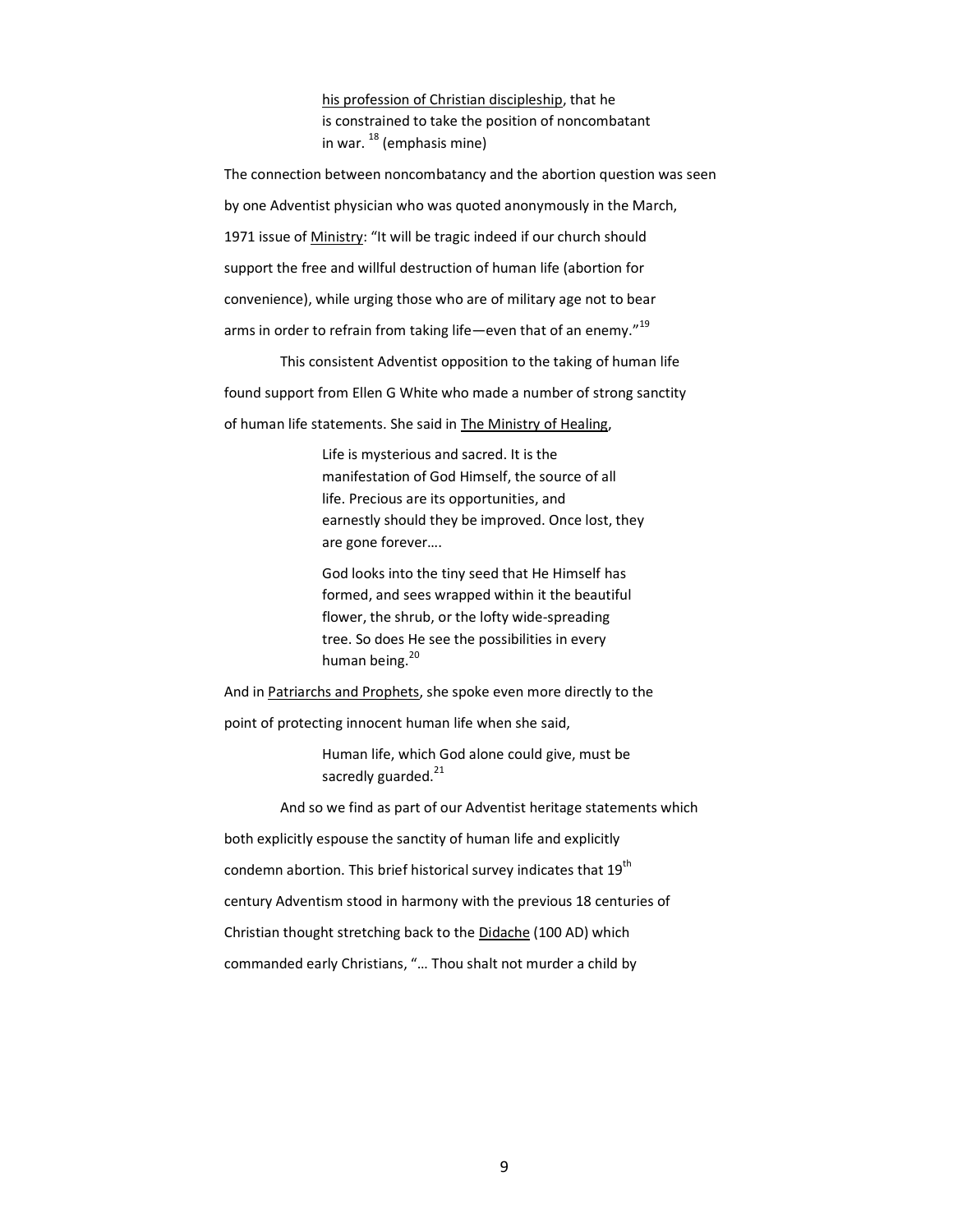> <u>his profession of Christian discipleship</u>, that he is constrained to take the position of noncombatant in war. [18] (emphasis mine)

The connection between noncombatancy and the abortion question was seen by one Adventist physician who was quoted anonymously in the March, 1971 issue of <u>Ministry</u>: "It will be tragic indeed if our church should support the free and willful destruction of human life (abortion for convenience), while urging those who are of military age not to bear arms in order to refrain from taking life—even that of an enemy."[19]

This consistent Adventist opposition to the taking of human life found support from Ellen G White who made a number of strong sanctity of human life statements. She said in <u>The Ministry of Healing</u>,

> Life is mysterious and sacred. It is the manifestation of God Himself, the source of all life. Precious are its opportunities, and earnestly should they be improved. Once lost, they are gone forever….
>
> God looks into the tiny seed that He Himself has formed, and sees wrapped within it the beautiful flower, the shrub, or the lofty wide-spreading tree. So does He see the possibilities in every human being.[20]

And in <u>Patriarchs and Prophets</u>, she spoke even more directly to the point of protecting innocent human life when she said,

> Human life, which God alone could give, must be sacredly guarded.[21]

And so we find as part of our Adventist heritage statements which both explicitly espouse the sanctity of human life and explicitly condemn abortion. This brief historical survey indicates that 19th century Adventism stood in harmony with the previous 18 centuries of Christian thought stretching back to the <u>Didache</u> (100 AD) which commanded early Christians, "… Thou shalt not murder a child by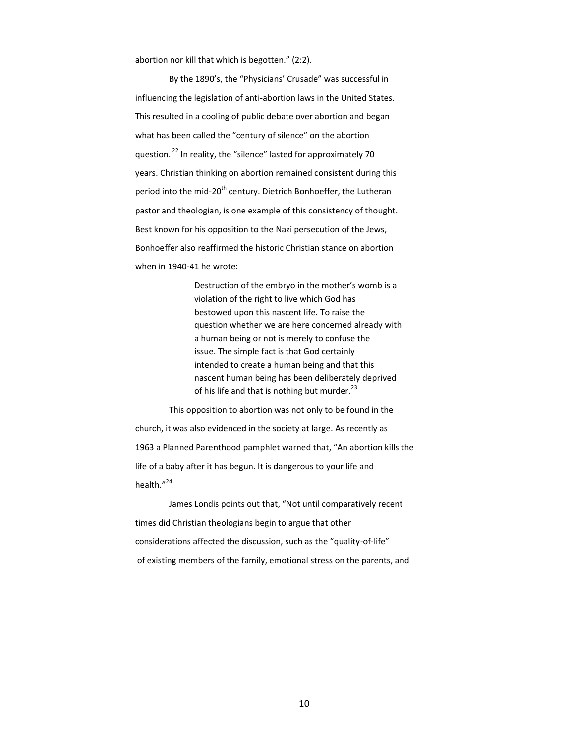abortion nor kill that which is begotten." (2:2).

By the 1890's, the "Physicians' Crusade" was successful in influencing the legislation of anti-abortion laws in the United States. This resulted in a cooling of public debate over abortion and began what has been called the "century of silence" on the abortion question. [22] In reality, the "silence" lasted for approximately 70 years. Christian thinking on abortion remained consistent during this period into the mid-20th century. Dietrich Bonhoeffer, the Lutheran pastor and theologian, is one example of this consistency of thought. Best known for his opposition to the Nazi persecution of the Jews, Bonhoeffer also reaffirmed the historic Christian stance on abortion when in 1940-41 he wrote:

> Destruction of the embryo in the mother's womb is a violation of the right to live which God has bestowed upon this nascent life. To raise the question whether we are here concerned already with a human being or not is merely to confuse the issue. The simple fact is that God certainly intended to create a human being and that this nascent human being has been deliberately deprived of his life and that is nothing but murder.[23]

This opposition to abortion was not only to be found in the church, it was also evidenced in the society at large. As recently as 1963 a Planned Parenthood pamphlet warned that, "An abortion kills the life of a baby after it has begun. It is dangerous to your life and health."[24]

James Londis points out that, "Not until comparatively recent times did Christian theologians begin to argue that other considerations affected the discussion, such as the "quality-of-life" of existing members of the family, emotional stress on the parents, and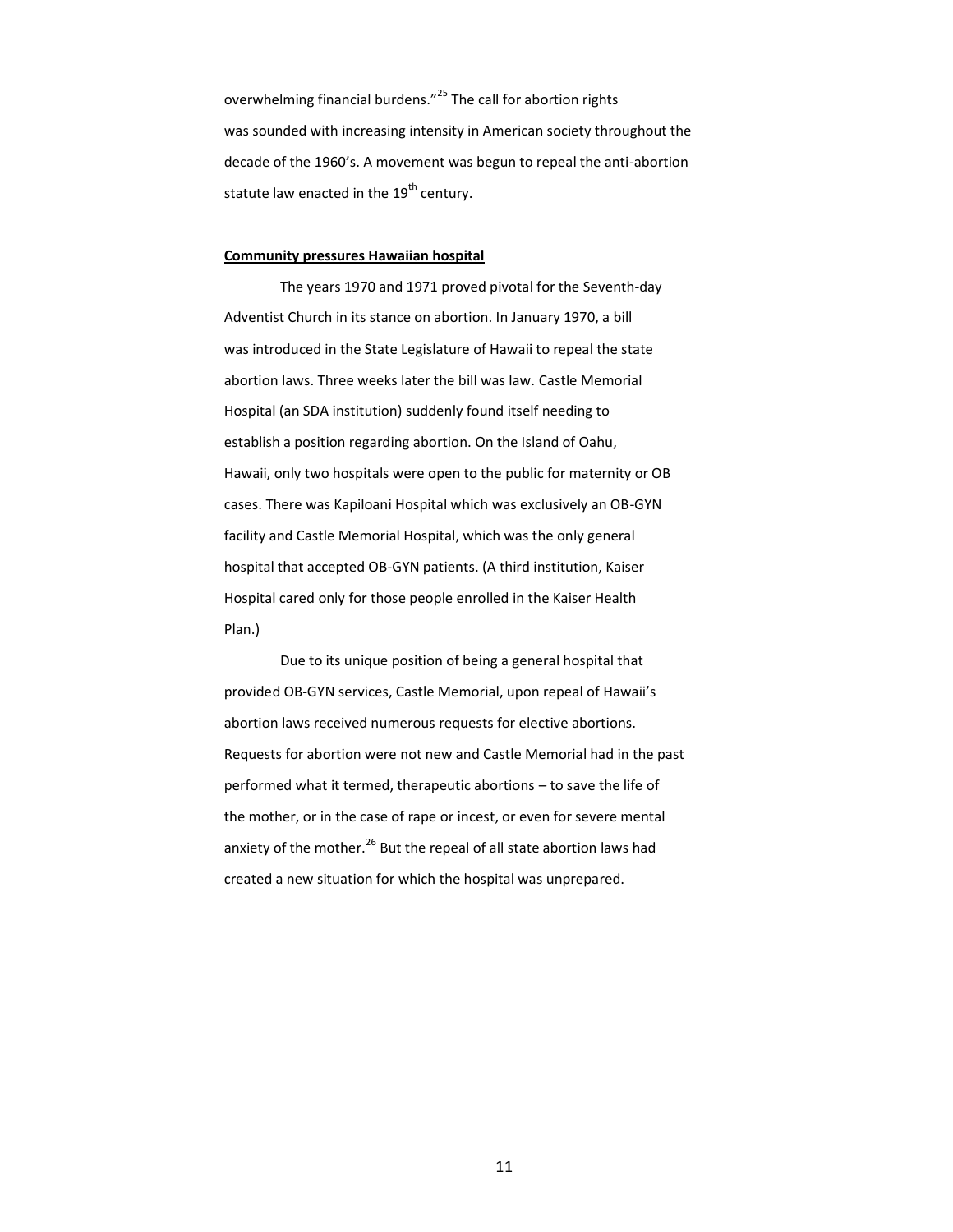overwhelming financial burdens."[25] The call for abortion rights was sounded with increasing intensity in American society throughout the decade of the 1960's. A movement was begun to repeal the anti-abortion statute law enacted in the 19th century.

**Community pressures Hawaiian hospital**

The years 1970 and 1971 proved pivotal for the Seventh-day Adventist Church in its stance on abortion. In January 1970, a bill was introduced in the State Legislature of Hawaii to repeal the state abortion laws. Three weeks later the bill was law. Castle Memorial Hospital (an SDA institution) suddenly found itself needing to establish a position regarding abortion. On the Island of Oahu, Hawaii, only two hospitals were open to the public for maternity or OB cases. There was Kapiloani Hospital which was exclusively an OB-GYN facility and Castle Memorial Hospital, which was the only general hospital that accepted OB-GYN patients. (A third institution, Kaiser Hospital cared only for those people enrolled in the Kaiser Health Plan.)

Due to its unique position of being a general hospital that provided OB-GYN services, Castle Memorial, upon repeal of Hawaii's abortion laws received numerous requests for elective abortions. Requests for abortion were not new and Castle Memorial had in the past performed what it termed, therapeutic abortions – to save the life of the mother, or in the case of rape or incest, or even for severe mental anxiety of the mother.[26] But the repeal of all state abortion laws had created a new situation for which the hospital was unprepared.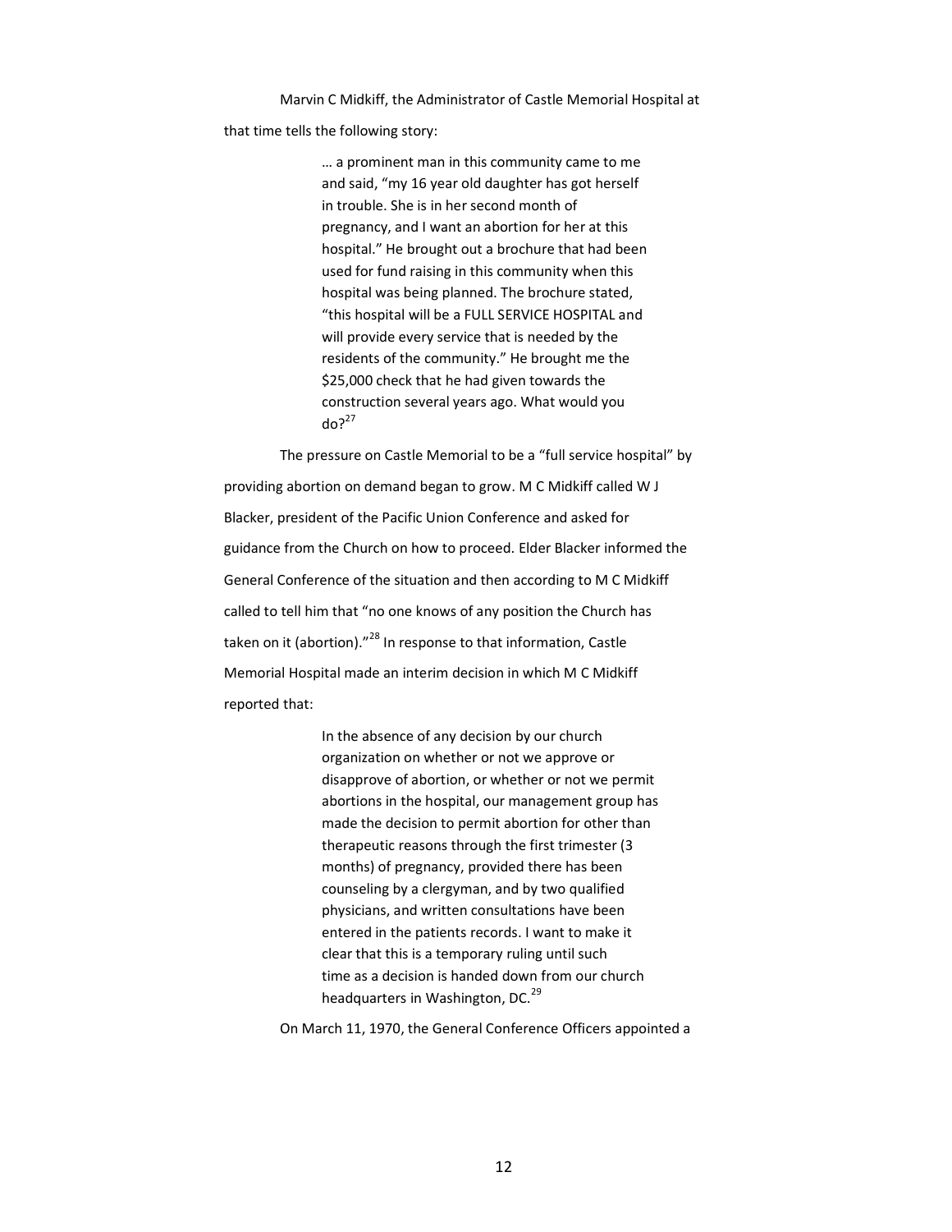Marvin C Midkiff, the Administrator of Castle Memorial Hospital at that time tells the following story:

> … a prominent man in this community came to me and said, "my 16 year old daughter has got herself in trouble. She is in her second month of pregnancy, and I want an abortion for her at this hospital." He brought out a brochure that had been used for fund raising in this community when this hospital was being planned. The brochure stated, "this hospital will be a FULL SERVICE HOSPITAL and will provide every service that is needed by the residents of the community." He brought me the $25,000 check that he had given towards the construction several years ago. What would you do?[27]

The pressure on Castle Memorial to be a "full service hospital" by providing abortion on demand began to grow. M C Midkiff called W J Blacker, president of the Pacific Union Conference and asked for guidance from the Church on how to proceed. Elder Blacker informed the General Conference of the situation and then according to M C Midkiff called to tell him that "no one knows of any position the Church has taken on it (abortion)."[28] In response to that information, Castle Memorial Hospital made an interim decision in which M C Midkiff reported that:

> In the absence of any decision by our church organization on whether or not we approve or disapprove of abortion, or whether or not we permit abortions in the hospital, our management group has made the decision to permit abortion for other than therapeutic reasons through the first trimester (3 months) of pregnancy, provided there has been counseling by a clergyman, and by two qualified physicians, and written consultations have been entered in the patients records. I want to make it clear that this is a temporary ruling until such time as a decision is handed down from our church headquarters in Washington, DC.[29]

On March 11, 1970, the General Conference Officers appointed a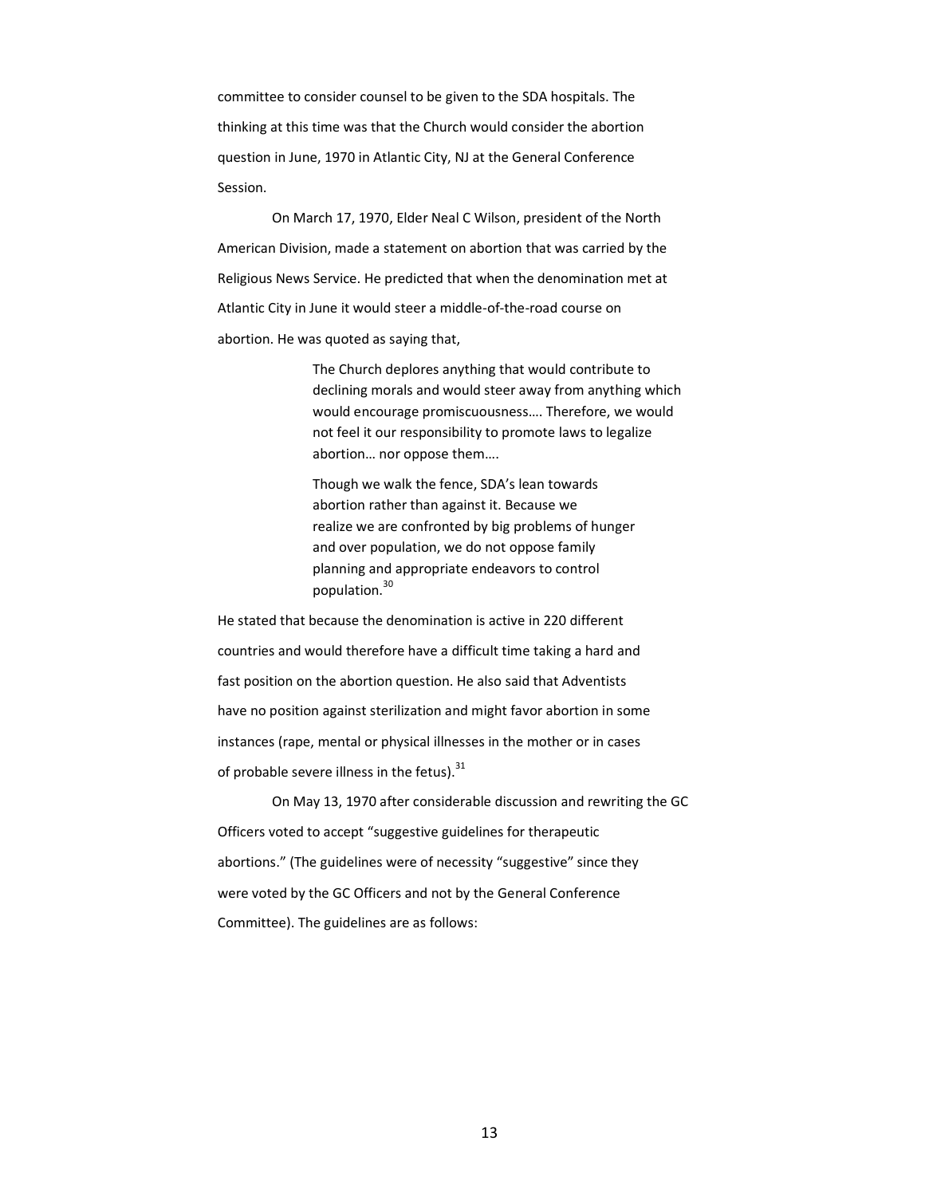committee to consider counsel to be given to the SDA hospitals. The thinking at this time was that the Church would consider the abortion question in June, 1970 in Atlantic City, NJ at the General Conference Session.

On March 17, 1970, Elder Neal C Wilson, president of the North American Division, made a statement on abortion that was carried by the Religious News Service. He predicted that when the denomination met at Atlantic City in June it would steer a middle-of-the-road course on abortion. He was quoted as saying that,

> The Church deplores anything that would contribute to declining morals and would steer away from anything which would encourage promiscuousness…. Therefore, we would not feel it our responsibility to promote laws to legalize abortion… nor oppose them….
>
> Though we walk the fence, SDA's lean towards abortion rather than against it. Because we realize we are confronted by big problems of hunger and over population, we do not oppose family planning and appropriate endeavors to control population.[30]

He stated that because the denomination is active in 220 different countries and would therefore have a difficult time taking a hard and fast position on the abortion question. He also said that Adventists have no position against sterilization and might favor abortion in some instances (rape, mental or physical illnesses in the mother or in cases of probable severe illness in the fetus).[31]

On May 13, 1970 after considerable discussion and rewriting the GC Officers voted to accept "suggestive guidelines for therapeutic abortions." (The guidelines were of necessity "suggestive" since they were voted by the GC Officers and not by the General Conference Committee). The guidelines are as follows: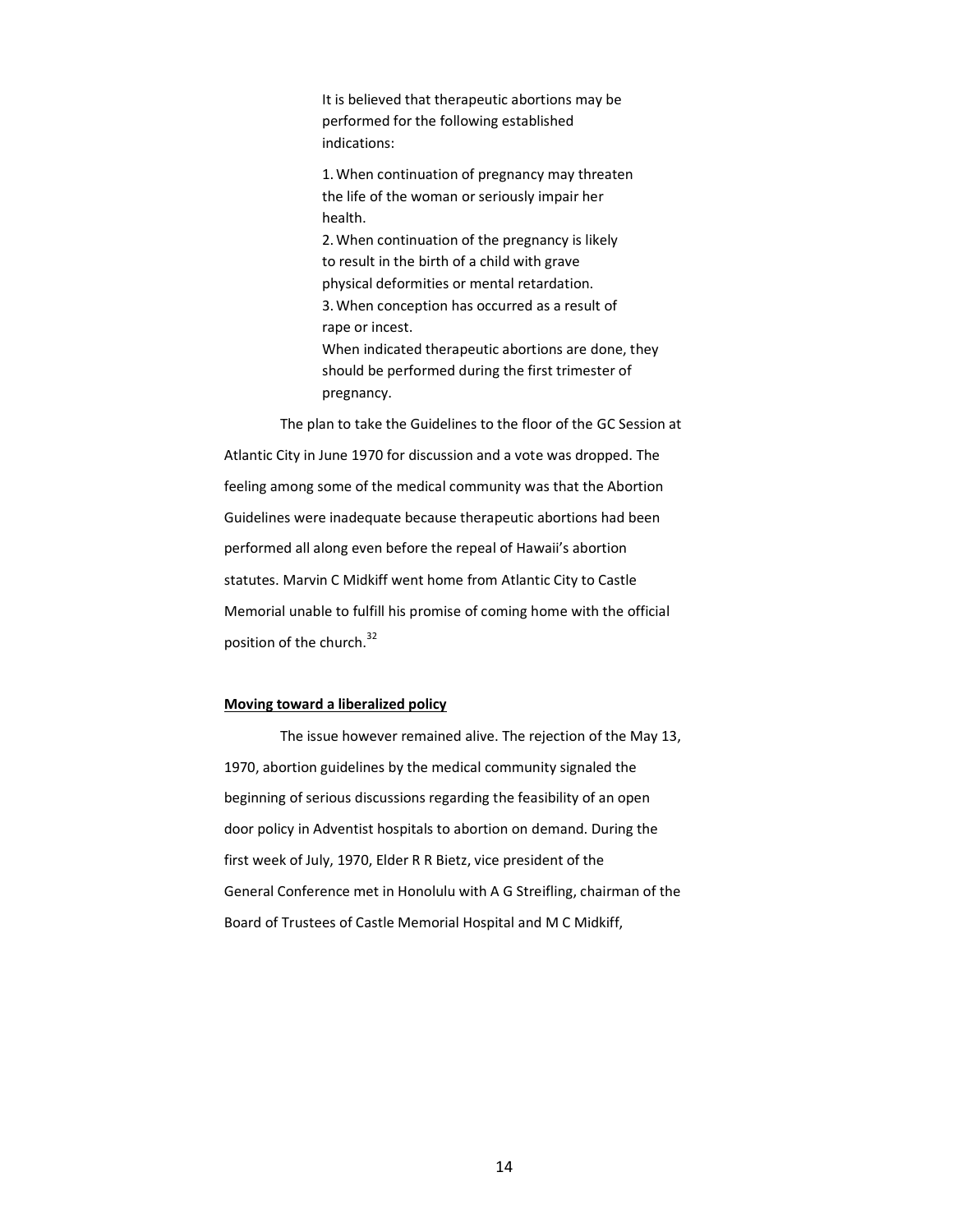> It is believed that therapeutic abortions may be performed for the following established indications:
>
> 1. When continuation of pregnancy may threaten the life of the woman or seriously impair her health.
> 2. When continuation of the pregnancy is likely to result in the birth of a child with grave physical deformities or mental retardation.
> 3. When conception has occurred as a result of rape or incest.
>
> When indicated therapeutic abortions are done, they should be performed during the first trimester of pregnancy.

The plan to take the Guidelines to the floor of the GC Session at Atlantic City in June 1970 for discussion and a vote was dropped. The feeling among some of the medical community was that the Abortion Guidelines were inadequate because therapeutic abortions had been performed all along even before the repeal of Hawaii's abortion statutes. Marvin C Midkiff went home from Atlantic City to Castle Memorial unable to fulfill his promise of coming home with the official position of the church.[32]

**Moving toward a liberalized policy**

The issue however remained alive. The rejection of the May 13, 1970, abortion guidelines by the medical community signaled the beginning of serious discussions regarding the feasibility of an open door policy in Adventist hospitals to abortion on demand. During the first week of July, 1970, Elder R R Bietz, vice president of the General Conference met in Honolulu with A G Streifling, chairman of the Board of Trustees of Castle Memorial Hospital and M C Midkiff,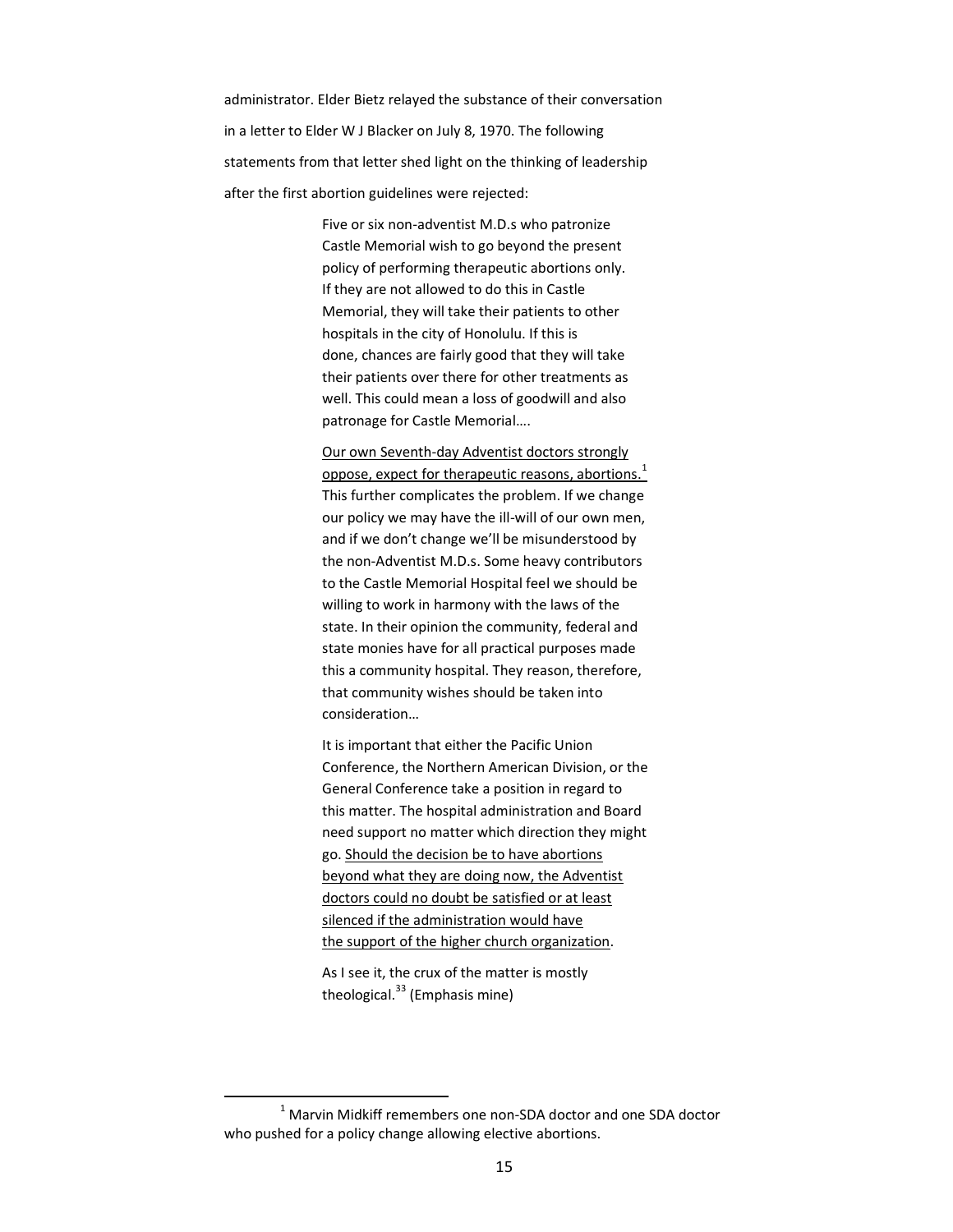administrator. Elder Bietz relayed the substance of their conversation in a letter to Elder W J Blacker on July 8, 1970. The following statements from that letter shed light on the thinking of leadership after the first abortion guidelines were rejected:

> Five or six non-adventist M.D.s who patronize Castle Memorial wish to go beyond the present policy of performing therapeutic abortions only. If they are not allowed to do this in Castle Memorial, they will take their patients to other hospitals in the city of Honolulu. If this is done, chances are fairly good that they will take their patients over there for other treatments as well. This could mean a loss of goodwill and also patronage for Castle Memorial….
>
> <u>Our own Seventh-day Adventist doctors strongly oppose, expect for therapeutic reasons, abortions.[1]</u> This further complicates the problem. If we change our policy we may have the ill-will of our own men, and if we don't change we'll be misunderstood by the non-Adventist M.D.s. Some heavy contributors to the Castle Memorial Hospital feel we should be willing to work in harmony with the laws of the state. In their opinion the community, federal and state monies have for all practical purposes made this a community hospital. They reason, therefore, that community wishes should be taken into consideration…
>
> It is important that either the Pacific Union Conference, the Northern American Division, or the General Conference take a position in regard to this matter. The hospital administration and Board need support no matter which direction they might go. <u>Should the decision be to have abortions beyond what they are doing now, the Adventist doctors could no doubt be satisfied or at least silenced if the administration would have the support of the higher church organization</u>.
>
> As I see it, the crux of the matter is mostly theological.[33] (Emphasis mine)

---

[1] Marvin Midkiff remembers one non-SDA doctor and one SDA doctor who pushed for a policy change allowing elective abortions.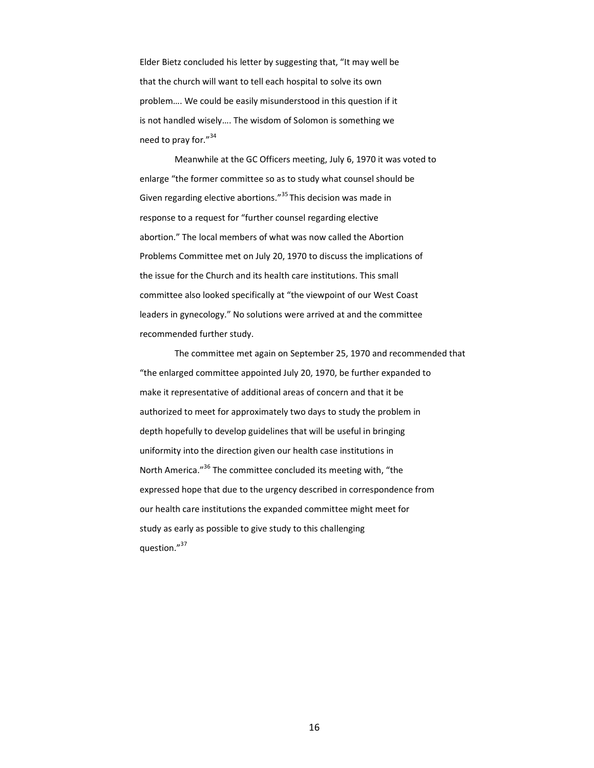Elder Bietz concluded his letter by suggesting that, "It may well be that the church will want to tell each hospital to solve its own problem…. We could be easily misunderstood in this question if it is not handled wisely…. The wisdom of Solomon is something we need to pray for."[34]

Meanwhile at the GC Officers meeting, July 6, 1970 it was voted to enlarge "the former committee so as to study what counsel should be Given regarding elective abortions."[35] This decision was made in response to a request for "further counsel regarding elective abortion." The local members of what was now called the Abortion Problems Committee met on July 20, 1970 to discuss the implications of the issue for the Church and its health care institutions. This small committee also looked specifically at "the viewpoint of our West Coast leaders in gynecology." No solutions were arrived at and the committee recommended further study.

The committee met again on September 25, 1970 and recommended that "the enlarged committee appointed July 20, 1970, be further expanded to make it representative of additional areas of concern and that it be authorized to meet for approximately two days to study the problem in depth hopefully to develop guidelines that will be useful in bringing uniformity into the direction given our health case institutions in North America."[36] The committee concluded its meeting with, "the expressed hope that due to the urgency described in correspondence from our health care institutions the expanded committee might meet for study as early as possible to give study to this challenging question."[37]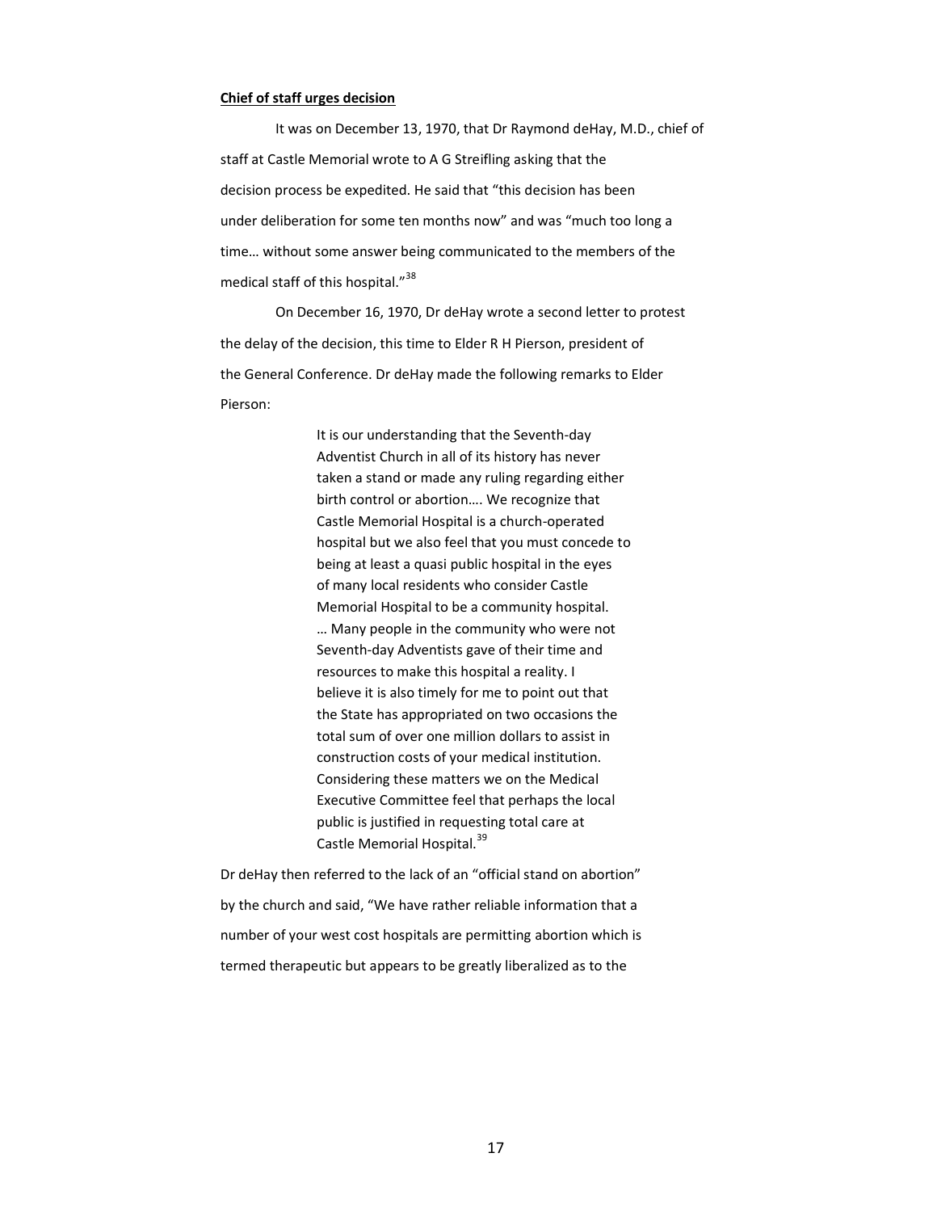**Chief of staff urges decision**

It was on December 13, 1970, that Dr Raymond deHay, M.D., chief of staff at Castle Memorial wrote to A G Streifling asking that the decision process be expedited. He said that "this decision has been under deliberation for some ten months now" and was "much too long a time… without some answer being communicated to the members of the medical staff of this hospital."[38]

On December 16, 1970, Dr deHay wrote a second letter to protest the delay of the decision, this time to Elder R H Pierson, president of the General Conference. Dr deHay made the following remarks to Elder Pierson:

> It is our understanding that the Seventh-day Adventist Church in all of its history has never taken a stand or made any ruling regarding either birth control or abortion…. We recognize that Castle Memorial Hospital is a church-operated hospital but we also feel that you must concede to being at least a quasi public hospital in the eyes of many local residents who consider Castle Memorial Hospital to be a community hospital. … Many people in the community who were not Seventh-day Adventists gave of their time and resources to make this hospital a reality. I believe it is also timely for me to point out that the State has appropriated on two occasions the total sum of over one million dollars to assist in construction costs of your medical institution. Considering these matters we on the Medical Executive Committee feel that perhaps the local public is justified in requesting total care at Castle Memorial Hospital.[39]

Dr deHay then referred to the lack of an "official stand on abortion" by the church and said, "We have rather reliable information that a number of your west cost hospitals are permitting abortion which is termed therapeutic but appears to be greatly liberalized as to the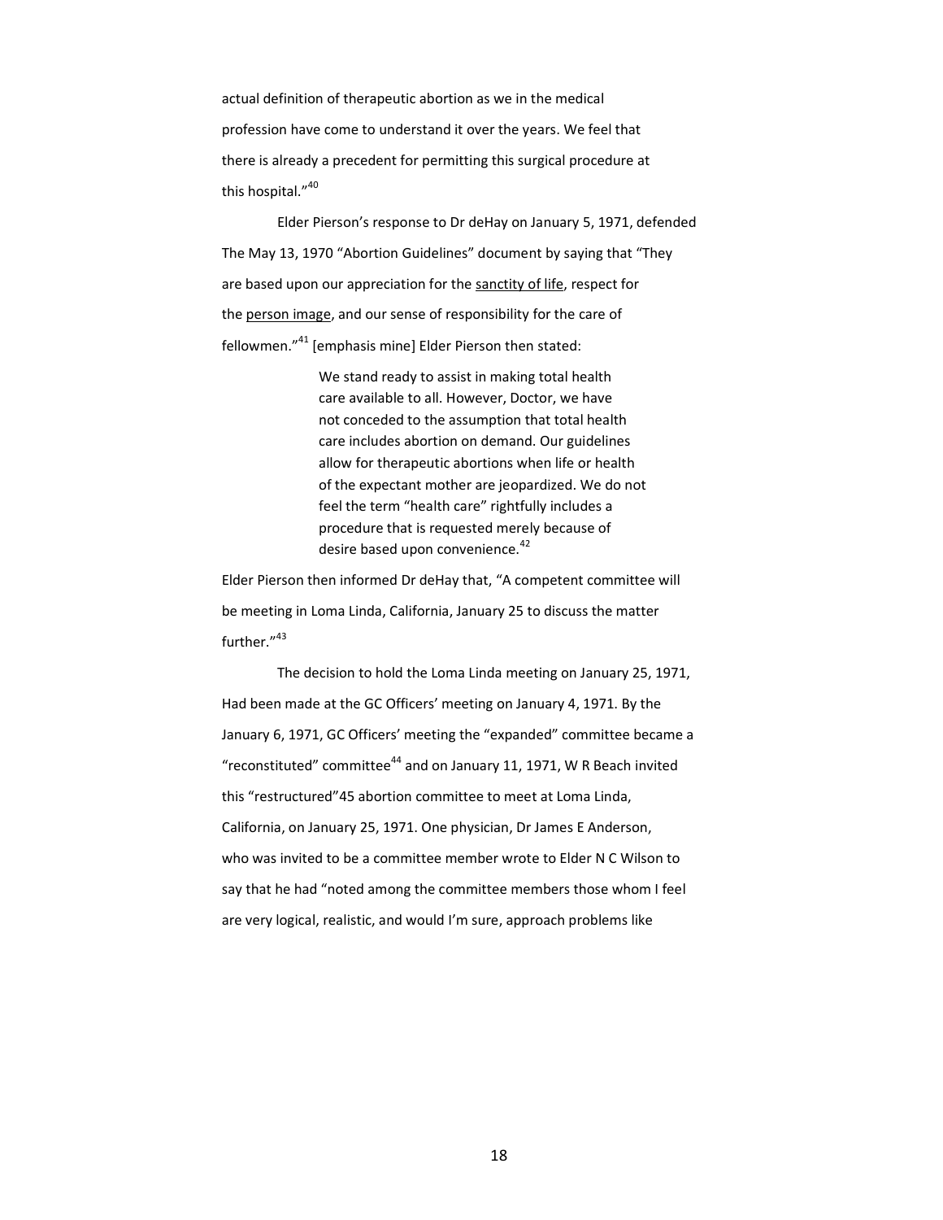actual definition of therapeutic abortion as we in the medical profession have come to understand it over the years. We feel that there is already a precedent for permitting this surgical procedure at this hospital."[40]

Elder Pierson's response to Dr deHay on January 5, 1971, defended The May 13, 1970 "Abortion Guidelines" document by saying that "They are based upon our appreciation for the <u>sanctity of life</u>, respect for the <u>person image</u>, and our sense of responsibility for the care of fellowmen."[41] [emphasis mine] Elder Pierson then stated:

> We stand ready to assist in making total health care available to all. However, Doctor, we have not conceded to the assumption that total health care includes abortion on demand. Our guidelines allow for therapeutic abortions when life or health of the expectant mother are jeopardized. We do not feel the term "health care" rightfully includes a procedure that is requested merely because of desire based upon convenience.[42]

Elder Pierson then informed Dr deHay that, "A competent committee will be meeting in Loma Linda, California, January 25 to discuss the matter further."[43]

The decision to hold the Loma Linda meeting on January 25, 1971, Had been made at the GC Officers' meeting on January 4, 1971. By the January 6, 1971, GC Officers' meeting the "expanded" committee became a "reconstituted" committee[44] and on January 11, 1971, W R Beach invited this "restructured"45 abortion committee to meet at Loma Linda, California, on January 25, 1971. One physician, Dr James E Anderson, who was invited to be a committee member wrote to Elder N C Wilson to say that he had "noted among the committee members those whom I feel are very logical, realistic, and would I'm sure, approach problems like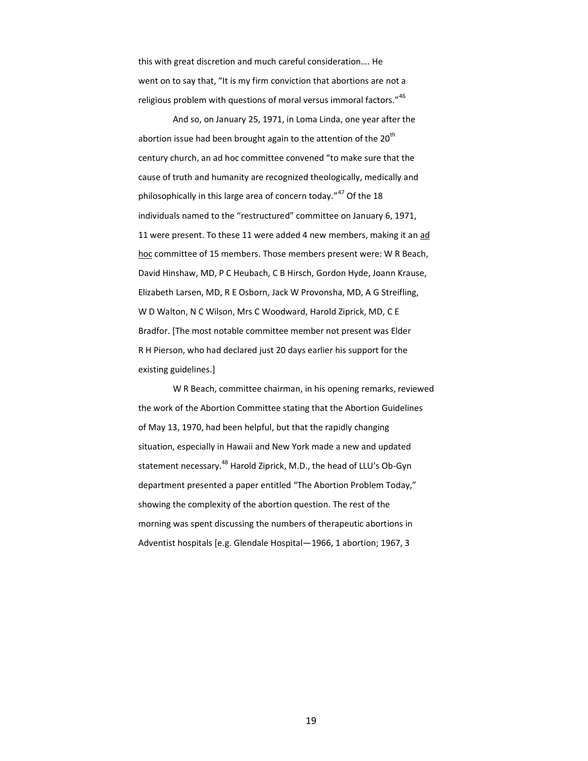this with great discretion and much careful consideration…. He went on to say that, "It is my firm conviction that abortions are not a religious problem with questions of moral versus immoral factors."[46]

And so, on January 25, 1971, in Loma Linda, one year after the abortion issue had been brought again to the attention of the 20th century church, an ad hoc committee convened "to make sure that the cause of truth and humanity are recognized theologically, medically and philosophically in this large area of concern today."[47] Of the 18 individuals named to the "restructured" committee on January 6, 1971, 11 were present. To these 11 were added 4 new members, making it an ad hoc committee of 15 members. Those members present were: W R Beach, David Hinshaw, MD, P C Heubach, C B Hirsch, Gordon Hyde, Joann Krause, Elizabeth Larsen, MD, R E Osborn, Jack W Provonsha, MD, A G Streifling, W D Walton, N C Wilson, Mrs C Woodward, Harold Ziprick, MD, C E Bradfor. [The most notable committee member not present was Elder R H Pierson, who had declared just 20 days earlier his support for the existing guidelines.]

W R Beach, committee chairman, in his opening remarks, reviewed the work of the Abortion Committee stating that the Abortion Guidelines of May 13, 1970, had been helpful, but that the rapidly changing situation, especially in Hawaii and New York made a new and updated statement necessary.[48] Harold Ziprick, M.D., the head of LLU's Ob-Gyn department presented a paper entitled "The Abortion Problem Today," showing the complexity of the abortion question. The rest of the morning was spent discussing the numbers of therapeutic abortions in Adventist hospitals [e.g. Glendale Hospital—1966, 1 abortion; 1967, 3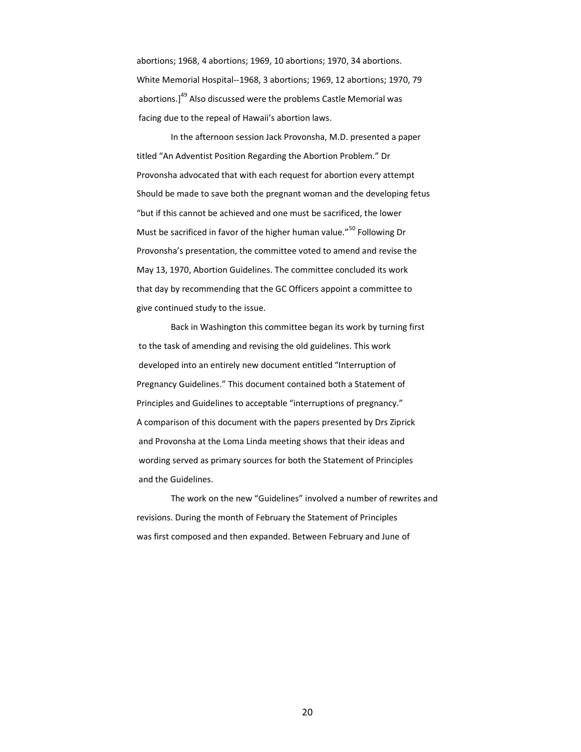abortions; 1968, 4 abortions; 1969, 10 abortions; 1970, 34 abortions. White Memorial Hospital--1968, 3 abortions; 1969, 12 abortions; 1970, 79 abortions.][49] Also discussed were the problems Castle Memorial was facing due to the repeal of Hawaii's abortion laws.

In the afternoon session Jack Provonsha, M.D. presented a paper titled "An Adventist Position Regarding the Abortion Problem." Dr Provonsha advocated that with each request for abortion every attempt Should be made to save both the pregnant woman and the developing fetus "but if this cannot be achieved and one must be sacrificed, the lower Must be sacrificed in favor of the higher human value."[50] Following Dr Provonsha's presentation, the committee voted to amend and revise the May 13, 1970, Abortion Guidelines. The committee concluded its work that day by recommending that the GC Officers appoint a committee to give continued study to the issue.

Back in Washington this committee began its work by turning first to the task of amending and revising the old guidelines. This work developed into an entirely new document entitled "Interruption of Pregnancy Guidelines." This document contained both a Statement of Principles and Guidelines to acceptable "interruptions of pregnancy." A comparison of this document with the papers presented by Drs Ziprick and Provonsha at the Loma Linda meeting shows that their ideas and wording served as primary sources for both the Statement of Principles and the Guidelines.

The work on the new "Guidelines" involved a number of rewrites and revisions. During the month of February the Statement of Principles was first composed and then expanded. Between February and June of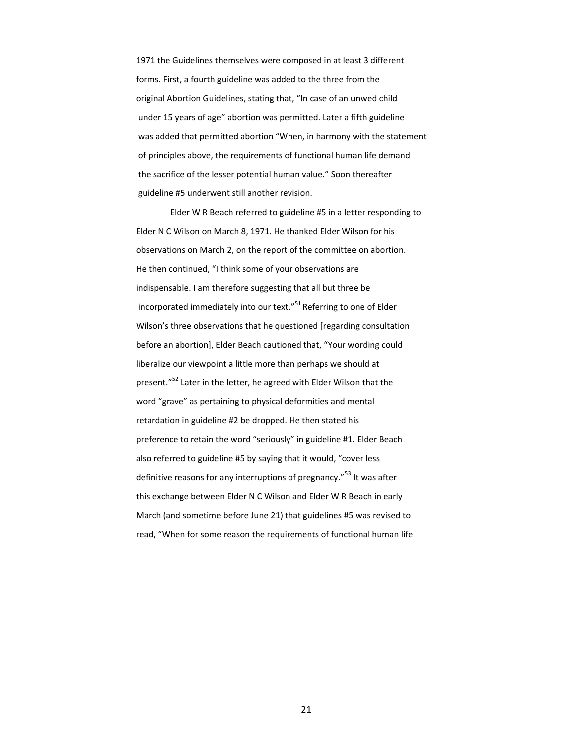1971 the Guidelines themselves were composed in at least 3 different forms. First, a fourth guideline was added to the three from the original Abortion Guidelines, stating that, "In case of an unwed child under 15 years of age" abortion was permitted. Later a fifth guideline was added that permitted abortion "When, in harmony with the statement of principles above, the requirements of functional human life demand the sacrifice of the lesser potential human value." Soon thereafter guideline #5 underwent still another revision.

Elder W R Beach referred to guideline #5 in a letter responding to Elder N C Wilson on March 8, 1971. He thanked Elder Wilson for his observations on March 2, on the report of the committee on abortion. He then continued, "I think some of your observations are indispensable. I am therefore suggesting that all but three be incorporated immediately into our text."[51] Referring to one of Elder Wilson's three observations that he questioned [regarding consultation before an abortion], Elder Beach cautioned that, "Your wording could liberalize our viewpoint a little more than perhaps we should at present."[52] Later in the letter, he agreed with Elder Wilson that the word "grave" as pertaining to physical deformities and mental retardation in guideline #2 be dropped. He then stated his preference to retain the word "seriously" in guideline #1. Elder Beach also referred to guideline #5 by saying that it would, "cover less definitive reasons for any interruptions of pregnancy."[53] It was after this exchange between Elder N C Wilson and Elder W R Beach in early March (and sometime before June 21) that guidelines #5 was revised to read, "When for <u>some reason</u> the requirements of functional human life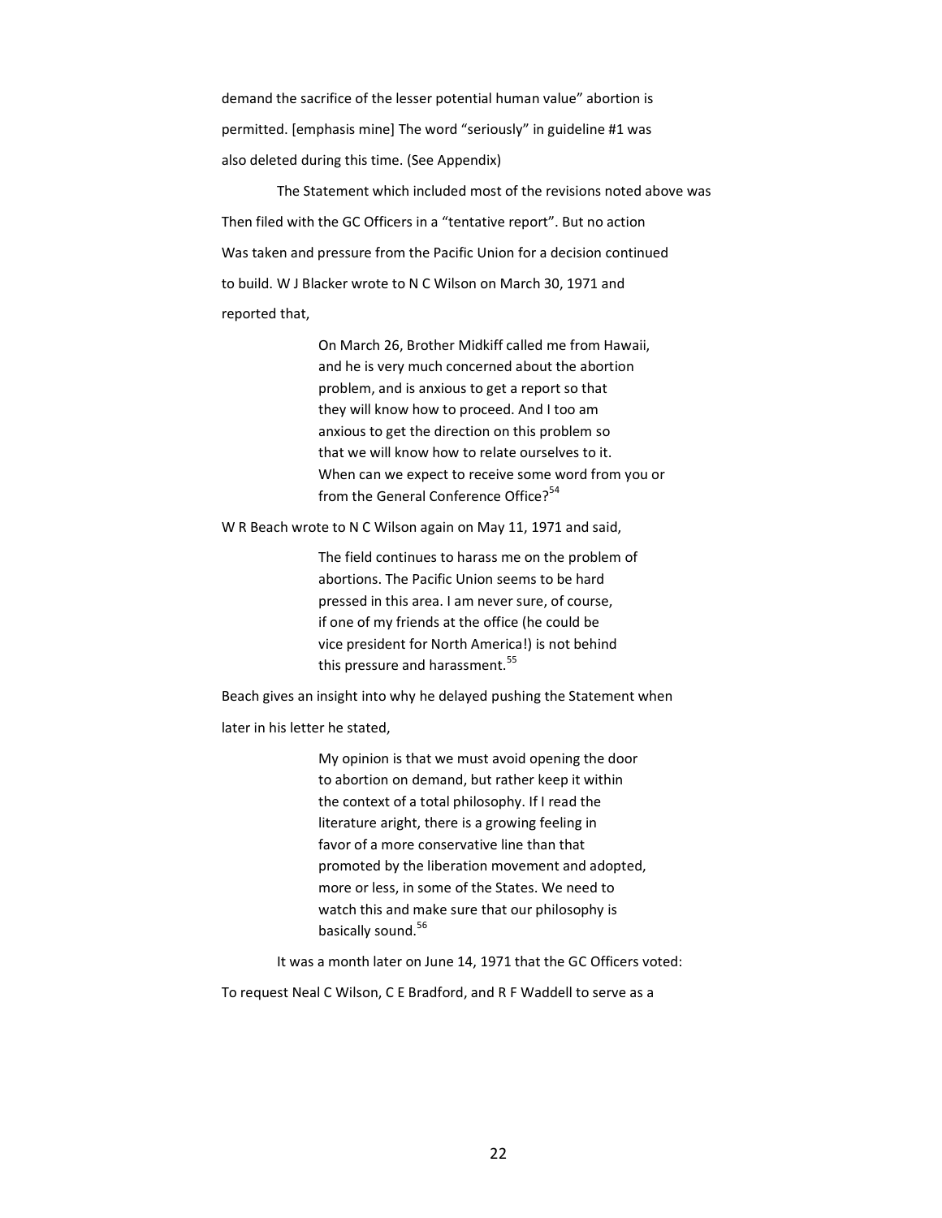demand the sacrifice of the lesser potential human value" abortion is permitted. [emphasis mine] The word "seriously" in guideline #1 was also deleted during this time. (See Appendix)

The Statement which included most of the revisions noted above was Then filed with the GC Officers in a "tentative report". But no action Was taken and pressure from the Pacific Union for a decision continued to build. W J Blacker wrote to N C Wilson on March 30, 1971 and reported that,

> On March 26, Brother Midkiff called me from Hawaii, and he is very much concerned about the abortion problem, and is anxious to get a report so that they will know how to proceed. And I too am anxious to get the direction on this problem so that we will know how to relate ourselves to it. When can we expect to receive some word from you or from the General Conference Office?[54]

W R Beach wrote to N C Wilson again on May 11, 1971 and said,

> The field continues to harass me on the problem of abortions. The Pacific Union seems to be hard pressed in this area. I am never sure, of course, if one of my friends at the office (he could be vice president for North America!) is not behind this pressure and harassment.[55]

Beach gives an insight into why he delayed pushing the Statement when later in his letter he stated,

> My opinion is that we must avoid opening the door to abortion on demand, but rather keep it within the context of a total philosophy. If I read the literature aright, there is a growing feeling in favor of a more conservative line than that promoted by the liberation movement and adopted, more or less, in some of the States. We need to watch this and make sure that our philosophy is basically sound.[56]

It was a month later on June 14, 1971 that the GC Officers voted:

To request Neal C Wilson, C E Bradford, and R F Waddell to serve as a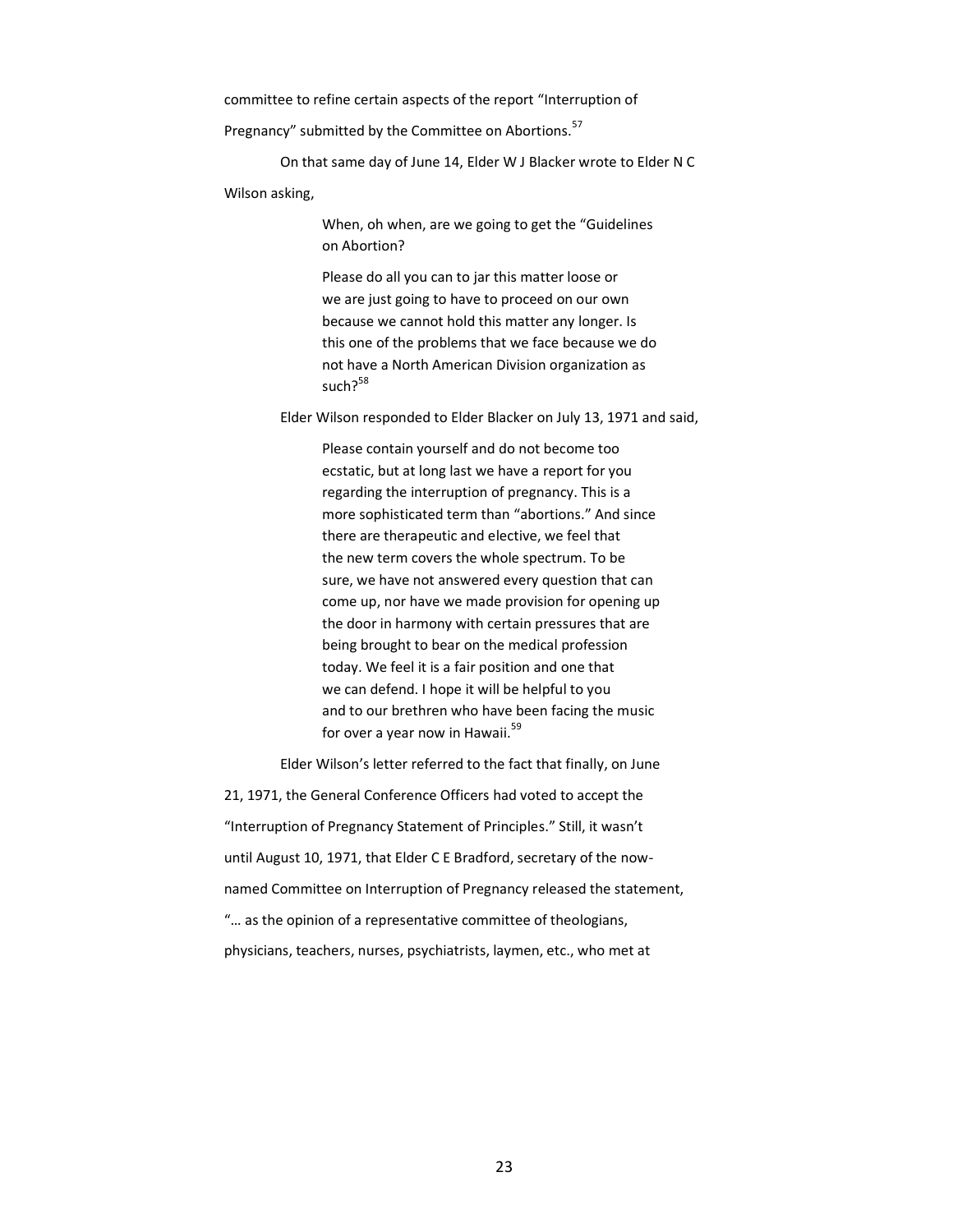committee to refine certain aspects of the report "Interruption of Pregnancy" submitted by the Committee on Abortions.[57]

On that same day of June 14, Elder W J Blacker wrote to Elder N C Wilson asking,

> When, oh when, are we going to get the "Guidelines on Abortion?
>
> Please do all you can to jar this matter loose or we are just going to have to proceed on our own because we cannot hold this matter any longer. Is this one of the problems that we face because we do not have a North American Division organization as such?[58]

Elder Wilson responded to Elder Blacker on July 13, 1971 and said,

> Please contain yourself and do not become too ecstatic, but at long last we have a report for you regarding the interruption of pregnancy. This is a more sophisticated term than "abortions." And since there are therapeutic and elective, we feel that the new term covers the whole spectrum. To be sure, we have not answered every question that can come up, nor have we made provision for opening up the door in harmony with certain pressures that are being brought to bear on the medical profession today. We feel it is a fair position and one that we can defend. I hope it will be helpful to you and to our brethren who have been facing the music for over a year now in Hawaii.[59]

Elder Wilson's letter referred to the fact that finally, on June 21, 1971, the General Conference Officers had voted to accept the "Interruption of Pregnancy Statement of Principles." Still, it wasn't until August 10, 1971, that Elder C E Bradford, secretary of the now-named Committee on Interruption of Pregnancy released the statement, "… as the opinion of a representative committee of theologians, physicians, teachers, nurses, psychiatrists, laymen, etc., who met at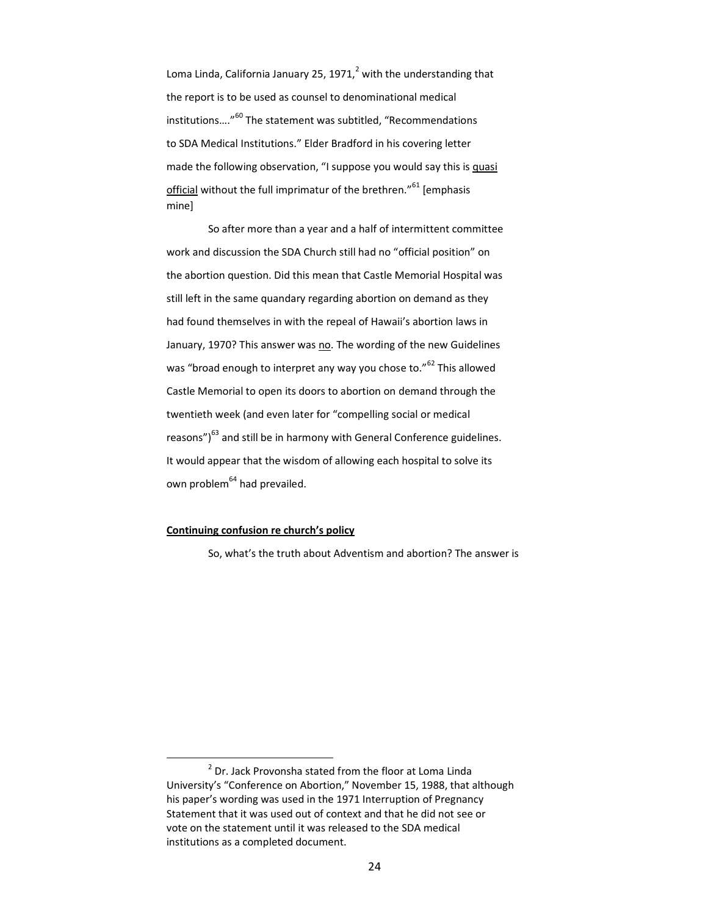Loma Linda, California January 25, 1971,[2] with the understanding that the report is to be used as counsel to denominational medical institutions…."[60] The statement was subtitled, "Recommendations to SDA Medical Institutions." Elder Bradford in his covering letter made the following observation, "I suppose you would say this is <u>quasi official</u> without the full imprimatur of the brethren."[61] [emphasis mine]

So after more than a year and a half of intermittent committee work and discussion the SDA Church still had no "official position" on the abortion question. Did this mean that Castle Memorial Hospital was still left in the same quandary regarding abortion on demand as they had found themselves in with the repeal of Hawaii's abortion laws in January, 1970? This answer was <u>no</u>. The wording of the new Guidelines was "broad enough to interpret any way you chose to."[62] This allowed Castle Memorial to open its doors to abortion on demand through the twentieth week (and even later for "compelling social or medical reasons")[63] and still be in harmony with General Conference guidelines. It would appear that the wisdom of allowing each hospital to solve its own problem[64] had prevailed.

**<u>Continuing confusion re church's policy</u>**

So, what's the truth about Adventism and abortion? The answer is

---

[2] Dr. Jack Provonsha stated from the floor at Loma Linda University's "Conference on Abortion," November 15, 1988, that although his paper's wording was used in the 1971 Interruption of Pregnancy Statement that it was used out of context and that he did not see or vote on the statement until it was released to the SDA medical institutions as a completed document.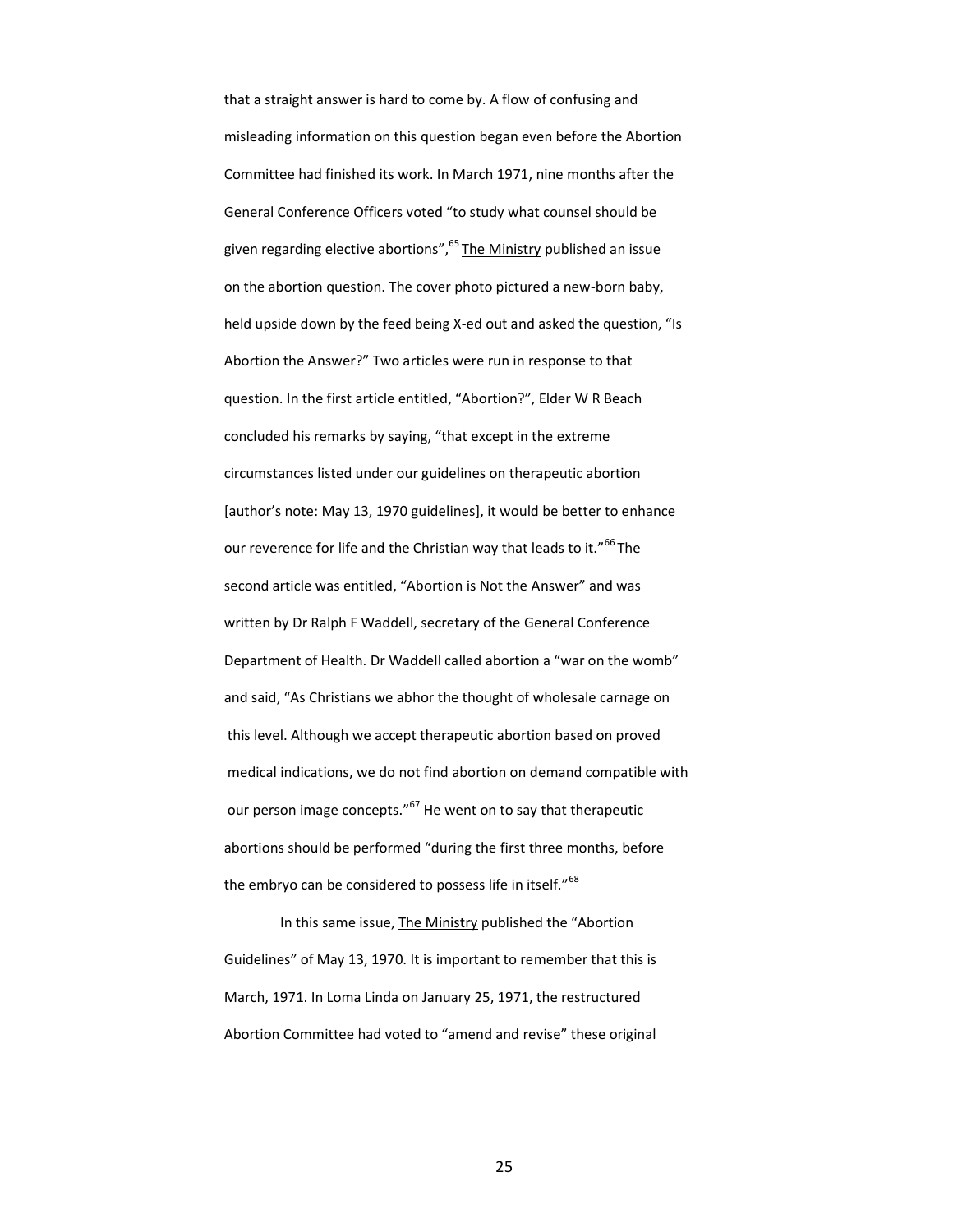that a straight answer is hard to come by. A flow of confusing and misleading information on this question began even before the Abortion Committee had finished its work. In March 1971, nine months after the General Conference Officers voted "to study what counsel should be given regarding elective abortions",[65] The Ministry published an issue on the abortion question. The cover photo pictured a new-born baby, held upside down by the feed being X-ed out and asked the question, "Is Abortion the Answer?" Two articles were run in response to that question. In the first article entitled, "Abortion?", Elder W R Beach concluded his remarks by saying, "that except in the extreme circumstances listed under our guidelines on therapeutic abortion [author's note: May 13, 1970 guidelines], it would be better to enhance our reverence for life and the Christian way that leads to it."[66] The second article was entitled, "Abortion is Not the Answer" and was written by Dr Ralph F Waddell, secretary of the General Conference Department of Health. Dr Waddell called abortion a "war on the womb" and said, "As Christians we abhor the thought of wholesale carnage on this level. Although we accept therapeutic abortion based on proved medical indications, we do not find abortion on demand compatible with our person image concepts."[67] He went on to say that therapeutic abortions should be performed "during the first three months, before the embryo can be considered to possess life in itself."[68]

In this same issue, The Ministry published the "Abortion Guidelines" of May 13, 1970. It is important to remember that this is March, 1971. In Loma Linda on January 25, 1971, the restructured Abortion Committee had voted to "amend and revise" these original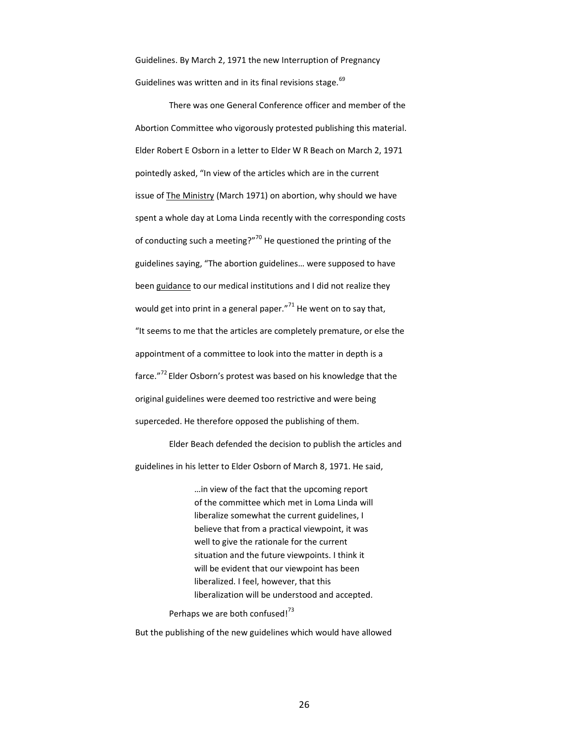Guidelines. By March 2, 1971 the new Interruption of Pregnancy Guidelines was written and in its final revisions stage.[69]

There was one General Conference officer and member of the Abortion Committee who vigorously protested publishing this material. Elder Robert E Osborn in a letter to Elder W R Beach on March 2, 1971 pointedly asked, "In view of the articles which are in the current issue of The Ministry (March 1971) on abortion, why should we have spent a whole day at Loma Linda recently with the corresponding costs of conducting such a meeting?"[70] He questioned the printing of the guidelines saying, "The abortion guidelines… were supposed to have been guidance to our medical institutions and I did not realize they would get into print in a general paper."[71] He went on to say that, "It seems to me that the articles are completely premature, or else the appointment of a committee to look into the matter in depth is a farce."[72] Elder Osborn's protest was based on his knowledge that the original guidelines were deemed too restrictive and were being superceded. He therefore opposed the publishing of them.

Elder Beach defended the decision to publish the articles and guidelines in his letter to Elder Osborn of March 8, 1971. He said,

> …in view of the fact that the upcoming report of the committee which met in Loma Linda will liberalize somewhat the current guidelines, I believe that from a practical viewpoint, it was well to give the rationale for the current situation and the future viewpoints. I think it will be evident that our viewpoint has been liberalized. I feel, however, that this liberalization will be understood and accepted.

Perhaps we are both confused![73]

But the publishing of the new guidelines which would have allowed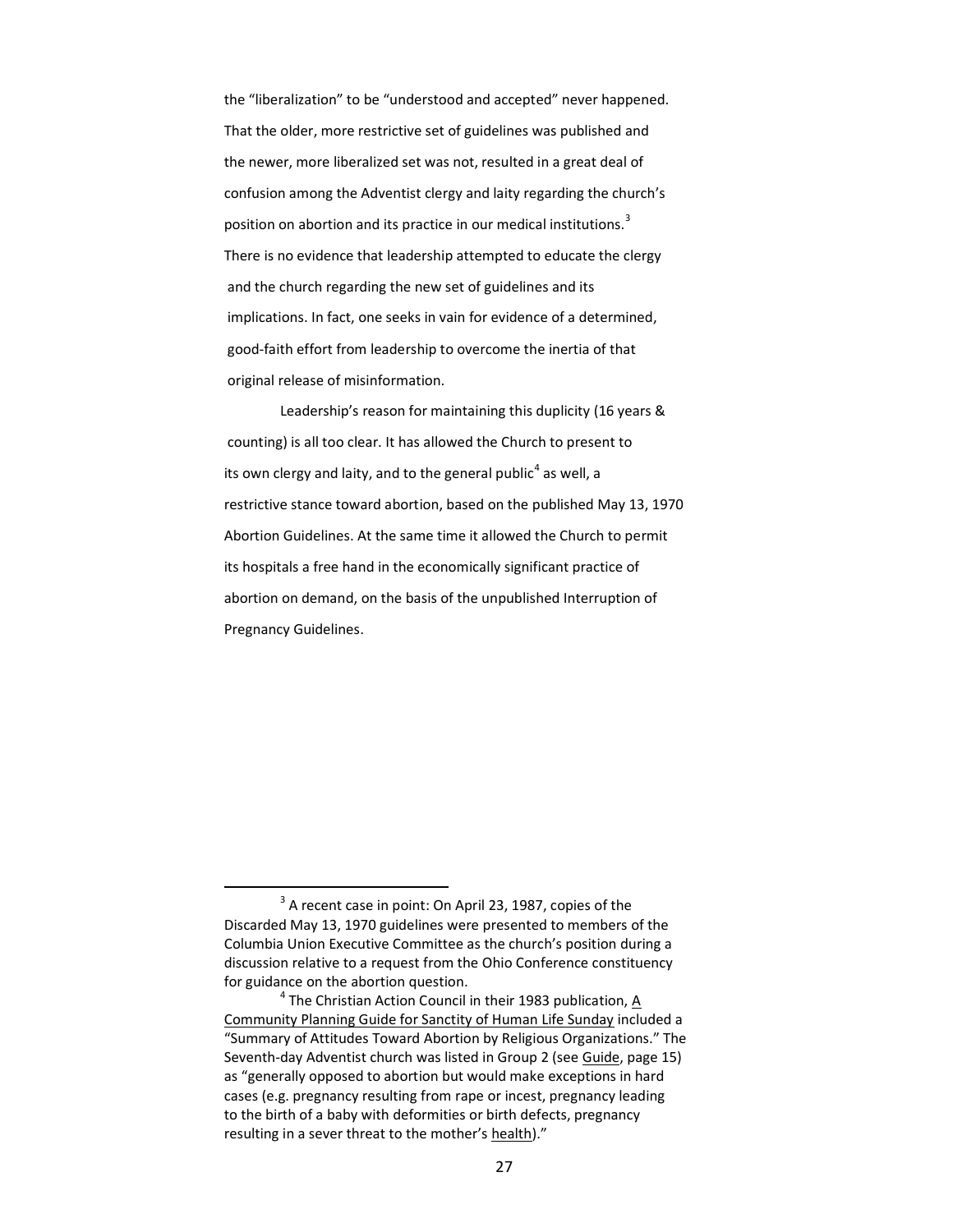the "liberalization" to be "understood and accepted" never happened. That the older, more restrictive set of guidelines was published and the newer, more liberalized set was not, resulted in a great deal of confusion among the Adventist clergy and laity regarding the church's position on abortion and its practice in our medical institutions.[3] There is no evidence that leadership attempted to educate the clergy and the church regarding the new set of guidelines and its implications. In fact, one seeks in vain for evidence of a determined, good-faith effort from leadership to overcome the inertia of that original release of misinformation.

Leadership's reason for maintaining this duplicity (16 years & counting) is all too clear. It has allowed the Church to present to its own clergy and laity, and to the general public[4] as well, a restrictive stance toward abortion, based on the published May 13, 1970 Abortion Guidelines. At the same time it allowed the Church to permit its hospitals a free hand in the economically significant practice of abortion on demand, on the basis of the unpublished Interruption of Pregnancy Guidelines.

---

[3] A recent case in point: On April 23, 1987, copies of the Discarded May 13, 1970 guidelines were presented to members of the Columbia Union Executive Committee as the church's position during a discussion relative to a request from the Ohio Conference constituency for guidance on the abortion question.

[4] The Christian Action Council in their 1983 publication, A Community Planning Guide for Sanctity of Human Life Sunday included a "Summary of Attitudes Toward Abortion by Religious Organizations." The Seventh-day Adventist church was listed in Group 2 (see Guide, page 15) as "generally opposed to abortion but would make exceptions in hard cases (e.g. pregnancy resulting from rape or incest, pregnancy leading to the birth of a baby with deformities or birth defects, pregnancy resulting in a sever threat to the mother's health)."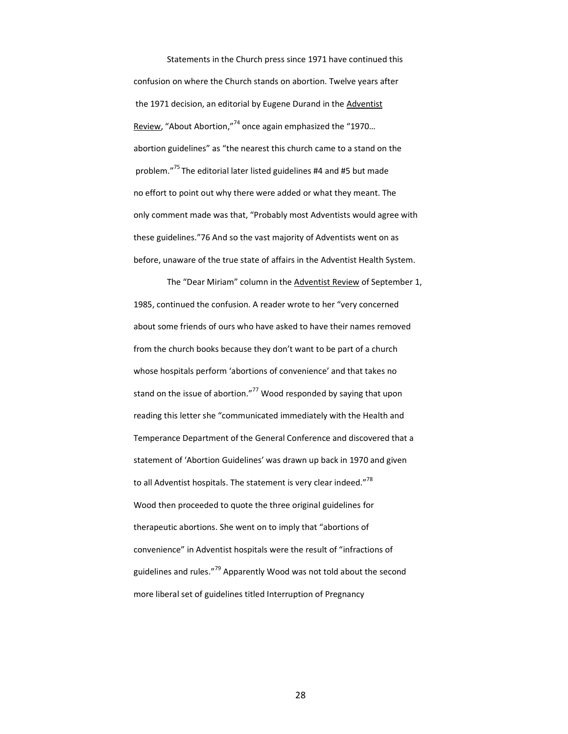Statements in the Church press since 1971 have continued this confusion on where the Church stands on abortion. Twelve years after the 1971 decision, an editorial by Eugene Durand in the Adventist Review, "About Abortion,"[74] once again emphasized the "1970… abortion guidelines" as "the nearest this church came to a stand on the problem."[75] The editorial later listed guidelines #4 and #5 but made no effort to point out why there were added or what they meant. The only comment made was that, "Probably most Adventists would agree with these guidelines."76 And so the vast majority of Adventists went on as before, unaware of the true state of affairs in the Adventist Health System.

The "Dear Miriam" column in the Adventist Review of September 1, 1985, continued the confusion. A reader wrote to her "very concerned about some friends of ours who have asked to have their names removed from the church books because they don't want to be part of a church whose hospitals perform 'abortions of convenience' and that takes no stand on the issue of abortion."[77] Wood responded by saying that upon reading this letter she "communicated immediately with the Health and Temperance Department of the General Conference and discovered that a statement of 'Abortion Guidelines' was drawn up back in 1970 and given to all Adventist hospitals. The statement is very clear indeed."[78] Wood then proceeded to quote the three original guidelines for therapeutic abortions. She went on to imply that "abortions of convenience" in Adventist hospitals were the result of "infractions of guidelines and rules."[79] Apparently Wood was not told about the second more liberal set of guidelines titled Interruption of Pregnancy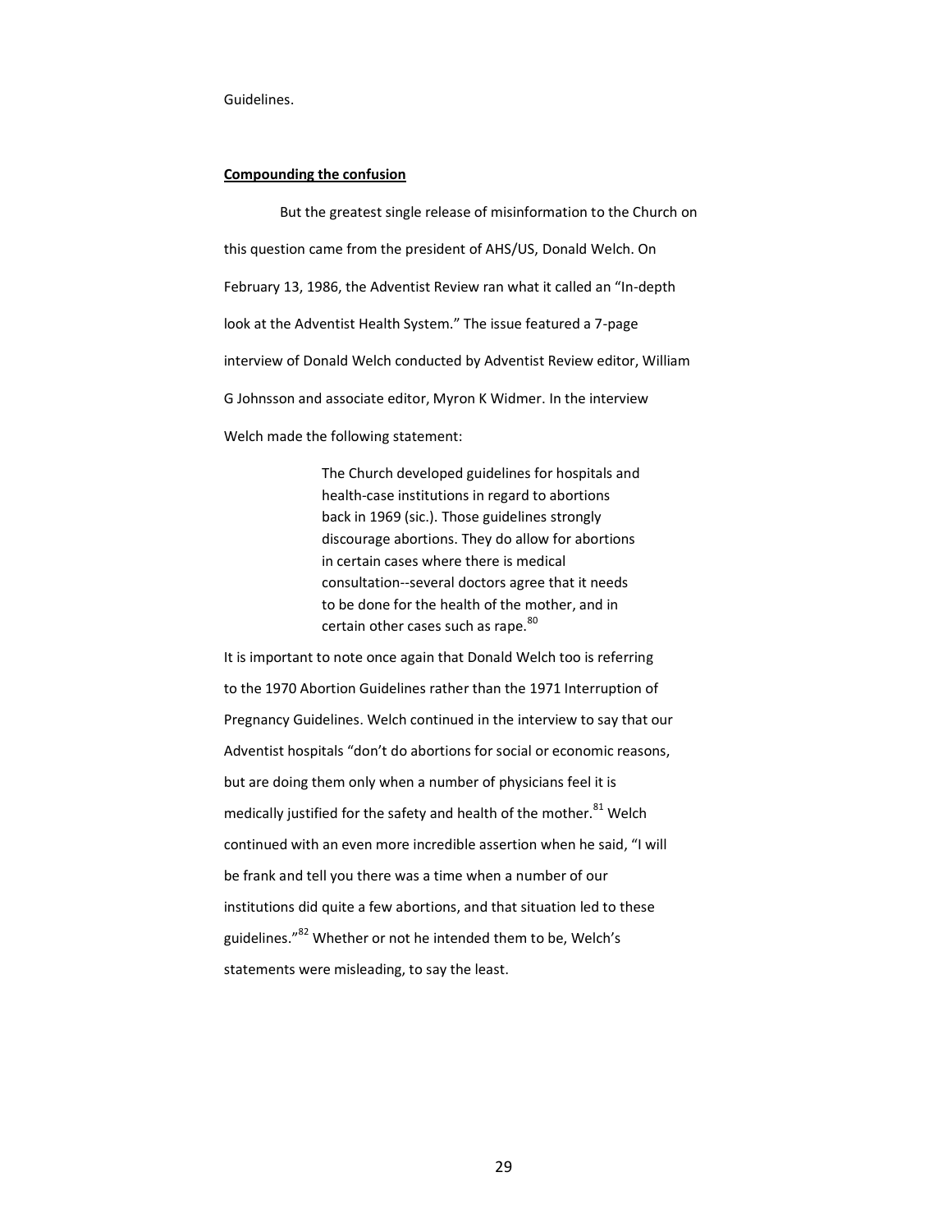Guidelines.

**Compounding the confusion**

But the greatest single release of misinformation to the Church on this question came from the president of AHS/US, Donald Welch. On February 13, 1986, the Adventist Review ran what it called an "In-depth look at the Adventist Health System." The issue featured a 7-page interview of Donald Welch conducted by Adventist Review editor, William G Johnsson and associate editor, Myron K Widmer. In the interview Welch made the following statement:

> The Church developed guidelines for hospitals and health-case institutions in regard to abortions back in 1969 (sic.). Those guidelines strongly discourage abortions. They do allow for abortions in certain cases where there is medical consultation--several doctors agree that it needs to be done for the health of the mother, and in certain other cases such as rape.[80]

It is important to note once again that Donald Welch too is referring to the 1970 Abortion Guidelines rather than the 1971 Interruption of Pregnancy Guidelines. Welch continued in the interview to say that our Adventist hospitals "don't do abortions for social or economic reasons, but are doing them only when a number of physicians feel it is medically justified for the safety and health of the mother.[81] Welch continued with an even more incredible assertion when he said, "I will be frank and tell you there was a time when a number of our institutions did quite a few abortions, and that situation led to these guidelines."[82] Whether or not he intended them to be, Welch's statements were misleading, to say the least.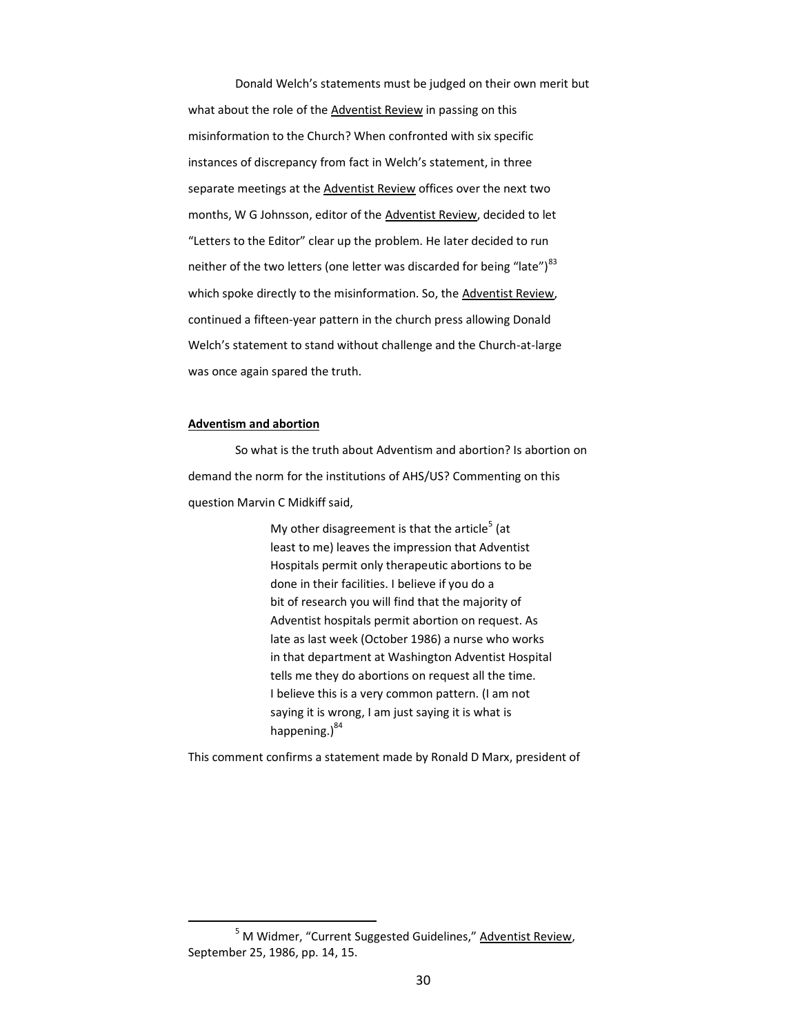Donald Welch's statements must be judged on their own merit but what about the role of the Adventist Review in passing on this misinformation to the Church? When confronted with six specific instances of discrepancy from fact in Welch's statement, in three separate meetings at the Adventist Review offices over the next two months, W G Johnsson, editor of the Adventist Review, decided to let "Letters to the Editor" clear up the problem. He later decided to run neither of the two letters (one letter was discarded for being "late")[83] which spoke directly to the misinformation. So, the Adventist Review, continued a fifteen-year pattern in the church press allowing Donald Welch's statement to stand without challenge and the Church-at-large was once again spared the truth.

**Adventism and abortion**

So what is the truth about Adventism and abortion? Is abortion on demand the norm for the institutions of AHS/US? Commenting on this question Marvin C Midkiff said,

> My other disagreement is that the article[5] (at least to me) leaves the impression that Adventist Hospitals permit only therapeutic abortions to be done in their facilities. I believe if you do a bit of research you will find that the majority of Adventist hospitals permit abortion on request. As late as last week (October 1986) a nurse who works in that department at Washington Adventist Hospital tells me they do abortions on request all the time. I believe this is a very common pattern. (I am not saying it is wrong, I am just saying it is what is happening.)[84]

This comment confirms a statement made by Ronald D Marx, president of

---

[5] M Widmer, "Current Suggested Guidelines," Adventist Review, September 25, 1986, pp. 14, 15.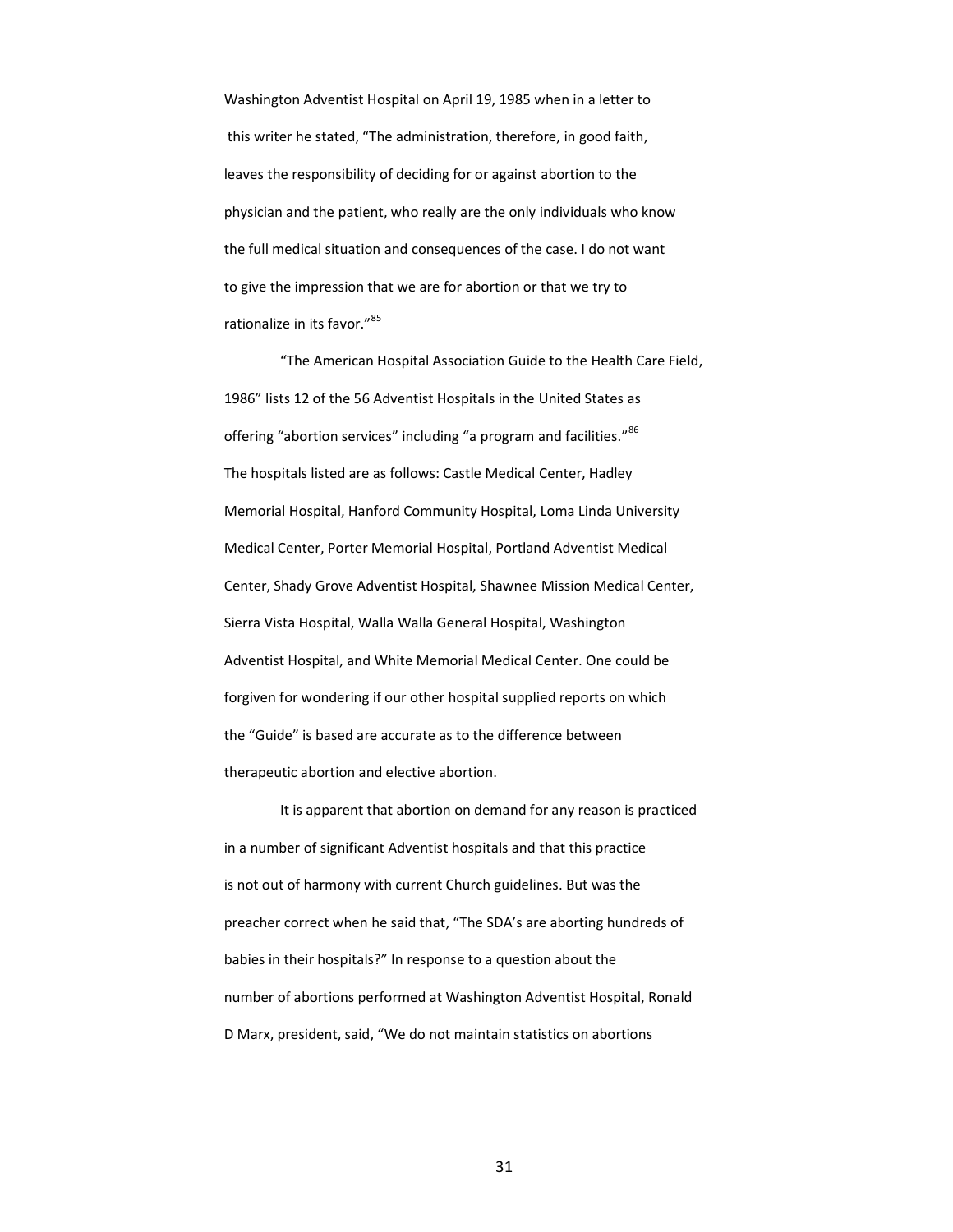Washington Adventist Hospital on April 19, 1985 when in a letter to this writer he stated, "The administration, therefore, in good faith, leaves the responsibility of deciding for or against abortion to the physician and the patient, who really are the only individuals who know the full medical situation and consequences of the case. I do not want to give the impression that we are for abortion or that we try to rationalize in its favor."[85]

"The American Hospital Association Guide to the Health Care Field, 1986" lists 12 of the 56 Adventist Hospitals in the United States as offering "abortion services" including "a program and facilities."[86] The hospitals listed are as follows: Castle Medical Center, Hadley Memorial Hospital, Hanford Community Hospital, Loma Linda University Medical Center, Porter Memorial Hospital, Portland Adventist Medical Center, Shady Grove Adventist Hospital, Shawnee Mission Medical Center, Sierra Vista Hospital, Walla Walla General Hospital, Washington Adventist Hospital, and White Memorial Medical Center. One could be forgiven for wondering if our other hospital supplied reports on which the "Guide" is based are accurate as to the difference between therapeutic abortion and elective abortion.

It is apparent that abortion on demand for any reason is practiced in a number of significant Adventist hospitals and that this practice is not out of harmony with current Church guidelines. But was the preacher correct when he said that, "The SDA's are aborting hundreds of babies in their hospitals?" In response to a question about the number of abortions performed at Washington Adventist Hospital, Ronald D Marx, president, said, "We do not maintain statistics on abortions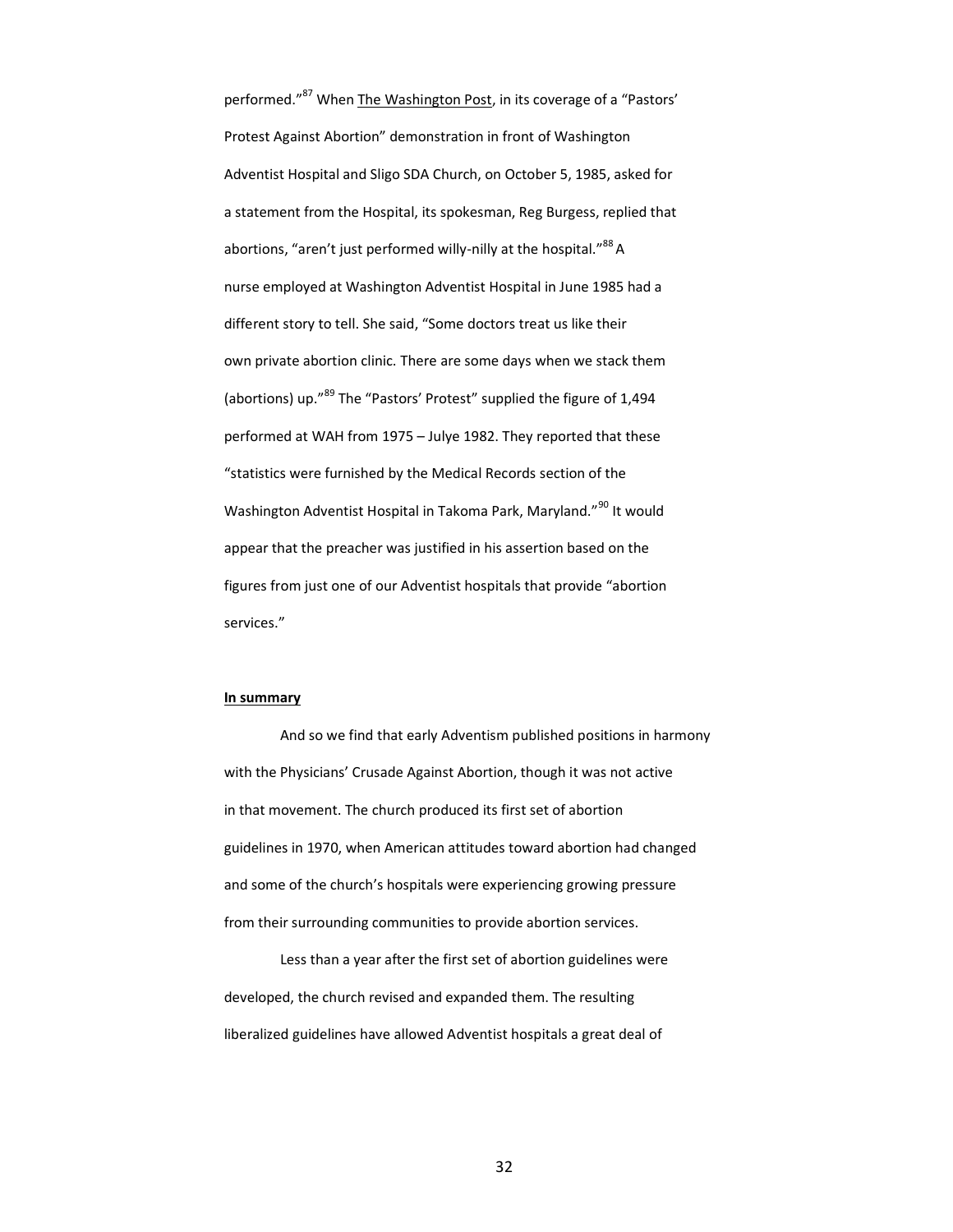performed."[87] When The Washington Post, in its coverage of a "Pastors' Protest Against Abortion" demonstration in front of Washington Adventist Hospital and Sligo SDA Church, on October 5, 1985, asked for a statement from the Hospital, its spokesman, Reg Burgess, replied that abortions, "aren't just performed willy-nilly at the hospital."[88] A nurse employed at Washington Adventist Hospital in June 1985 had a different story to tell. She said, "Some doctors treat us like their own private abortion clinic. There are some days when we stack them (abortions) up."[89] The "Pastors' Protest" supplied the figure of 1,494 performed at WAH from 1975 – Julye 1982. They reported that these "statistics were furnished by the Medical Records section of the Washington Adventist Hospital in Takoma Park, Maryland."[90] It would appear that the preacher was justified in his assertion based on the figures from just one of our Adventist hospitals that provide "abortion services."

**In summary**

And so we find that early Adventism published positions in harmony with the Physicians' Crusade Against Abortion, though it was not active in that movement. The church produced its first set of abortion guidelines in 1970, when American attitudes toward abortion had changed and some of the church's hospitals were experiencing growing pressure from their surrounding communities to provide abortion services.

Less than a year after the first set of abortion guidelines were developed, the church revised and expanded them. The resulting liberalized guidelines have allowed Adventist hospitals a great deal of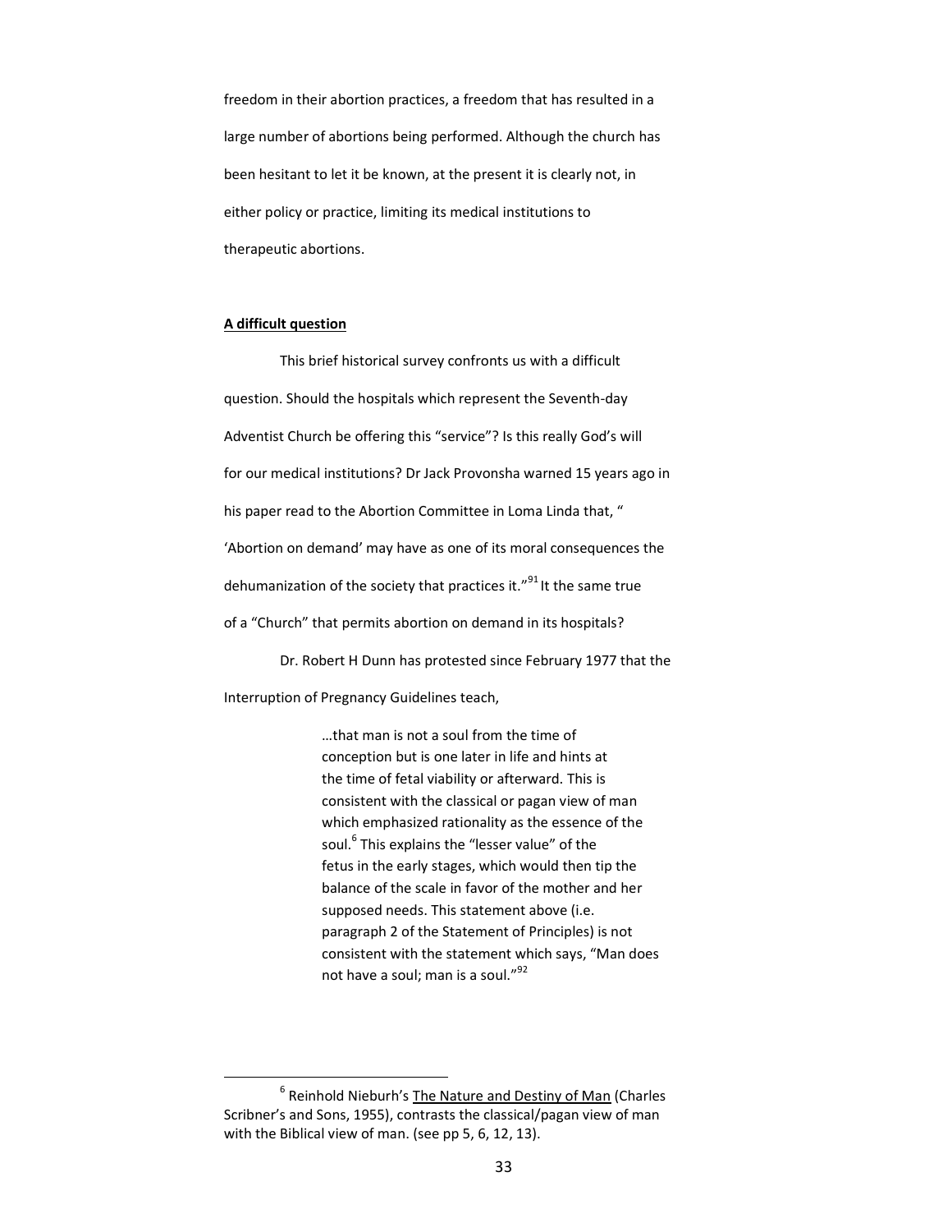freedom in their abortion practices, a freedom that has resulted in a large number of abortions being performed. Although the church has been hesitant to let it be known, at the present it is clearly not, in either policy or practice, limiting its medical institutions to therapeutic abortions.

**A difficult question**

This brief historical survey confronts us with a difficult question. Should the hospitals which represent the Seventh-day Adventist Church be offering this "service"? Is this really God's will for our medical institutions? Dr Jack Provonsha warned 15 years ago in his paper read to the Abortion Committee in Loma Linda that, " 'Abortion on demand' may have as one of its moral consequences the dehumanization of the society that practices it."[91] It the same true of a "Church" that permits abortion on demand in its hospitals?

Dr. Robert H Dunn has protested since February 1977 that the Interruption of Pregnancy Guidelines teach,

> …that man is not a soul from the time of conception but is one later in life and hints at the time of fetal viability or afterward. This is consistent with the classical or pagan view of man which emphasized rationality as the essence of the soul.[6] This explains the "lesser value" of the fetus in the early stages, which would then tip the balance of the scale in favor of the mother and her supposed needs. This statement above (i.e. paragraph 2 of the Statement of Principles) is not consistent with the statement which says, "Man does not have a soul; man is a soul."[92]

---

[6] Reinhold Nieburh's The Nature and Destiny of Man (Charles Scribner's and Sons, 1955), contrasts the classical/pagan view of man with the Biblical view of man. (see pp 5, 6, 12, 13).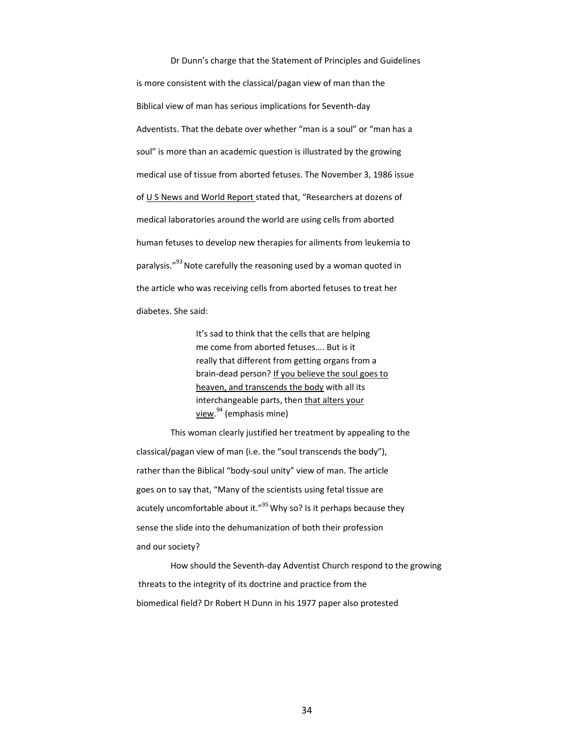Dr Dunn's charge that the Statement of Principles and Guidelines is more consistent with the classical/pagan view of man than the Biblical view of man has serious implications for Seventh-day Adventists. That the debate over whether "man is a soul" or "man has a soul" is more than an academic question is illustrated by the growing medical use of tissue from aborted fetuses. The November 3, 1986 issue of U S News and World Report stated that, "Researchers at dozens of medical laboratories around the world are using cells from aborted human fetuses to develop new therapies for ailments from leukemia to paralysis."[93] Note carefully the reasoning used by a woman quoted in the article who was receiving cells from aborted fetuses to treat her diabetes. She said:

> It's sad to think that the cells that are helping me come from aborted fetuses…. But is it really that different from getting organs from a brain-dead person? If you believe the soul goes to heaven, and transcends the body with all its interchangeable parts, then that alters your view.[94] (emphasis mine)

This woman clearly justified her treatment by appealing to the classical/pagan view of man (i.e. the "soul transcends the body"), rather than the Biblical "body-soul unity" view of man. The article goes on to say that, "Many of the scientists using fetal tissue are acutely uncomfortable about it."[95] Why so? Is it perhaps because they sense the slide into the dehumanization of both their profession and our society?

How should the Seventh-day Adventist Church respond to the growing threats to the integrity of its doctrine and practice from the biomedical field? Dr Robert H Dunn in his 1977 paper also protested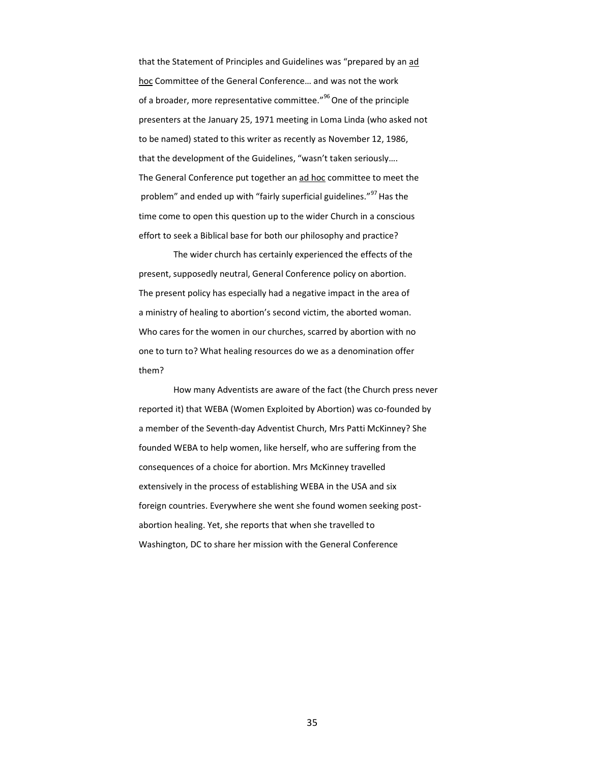that the Statement of Principles and Guidelines was "prepared by an ad hoc Committee of the General Conference… and was not the work of a broader, more representative committee."[96] One of the principle presenters at the January 25, 1971 meeting in Loma Linda (who asked not to be named) stated to this writer as recently as November 12, 1986, that the development of the Guidelines, "wasn't taken seriously…. The General Conference put together an ad hoc committee to meet the problem" and ended up with "fairly superficial guidelines."[97] Has the time come to open this question up to the wider Church in a conscious effort to seek a Biblical base for both our philosophy and practice?

The wider church has certainly experienced the effects of the present, supposedly neutral, General Conference policy on abortion. The present policy has especially had a negative impact in the area of a ministry of healing to abortion's second victim, the aborted woman. Who cares for the women in our churches, scarred by abortion with no one to turn to? What healing resources do we as a denomination offer them?

How many Adventists are aware of the fact (the Church press never reported it) that WEBA (Women Exploited by Abortion) was co-founded by a member of the Seventh-day Adventist Church, Mrs Patti McKinney? She founded WEBA to help women, like herself, who are suffering from the consequences of a choice for abortion. Mrs McKinney travelled extensively in the process of establishing WEBA in the USA and six foreign countries. Everywhere she went she found women seeking post-abortion healing. Yet, she reports that when she travelled to Washington, DC to share her mission with the General Conference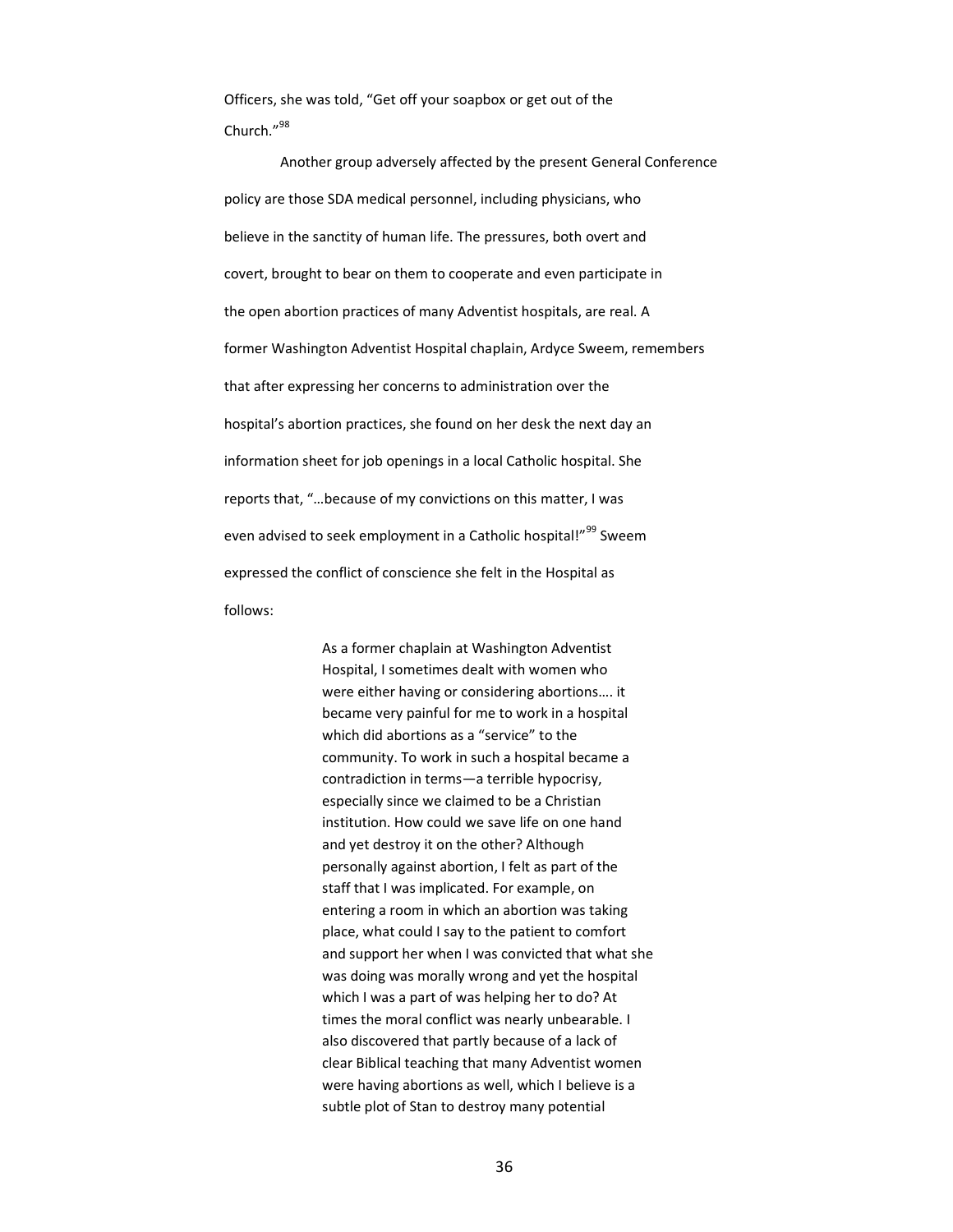Officers, she was told, “Get off your soapbox or get out of the Church.”[98]

Another group adversely affected by the present General Conference policy are those SDA medical personnel, including physicians, who believe in the sanctity of human life. The pressures, both overt and covert, brought to bear on them to cooperate and even participate in the open abortion practices of many Adventist hospitals, are real. A former Washington Adventist Hospital chaplain, Ardyce Sweem, remembers that after expressing her concerns to administration over the hospital’s abortion practices, she found on her desk the next day an information sheet for job openings in a local Catholic hospital. She reports that, “…because of my convictions on this matter, I was even advised to seek employment in a Catholic hospital!”[99] Sweem expressed the conflict of conscience she felt in the Hospital as follows:

> As a former chaplain at Washington Adventist Hospital, I sometimes dealt with women who were either having or considering abortions…. it became very painful for me to work in a hospital which did abortions as a “service” to the community. To work in such a hospital became a contradiction in terms—a terrible hypocrisy, especially since we claimed to be a Christian institution. How could we save life on one hand and yet destroy it on the other? Although personally against abortion, I felt as part of the staff that I was implicated. For example, on entering a room in which an abortion was taking place, what could I say to the patient to comfort and support her when I was convicted that what she was doing was morally wrong and yet the hospital which I was a part of was helping her to do? At times the moral conflict was nearly unbearable. I also discovered that partly because of a lack of clear Biblical teaching that many Adventist women were having abortions as well, which I believe is a subtle plot of Stan to destroy many potential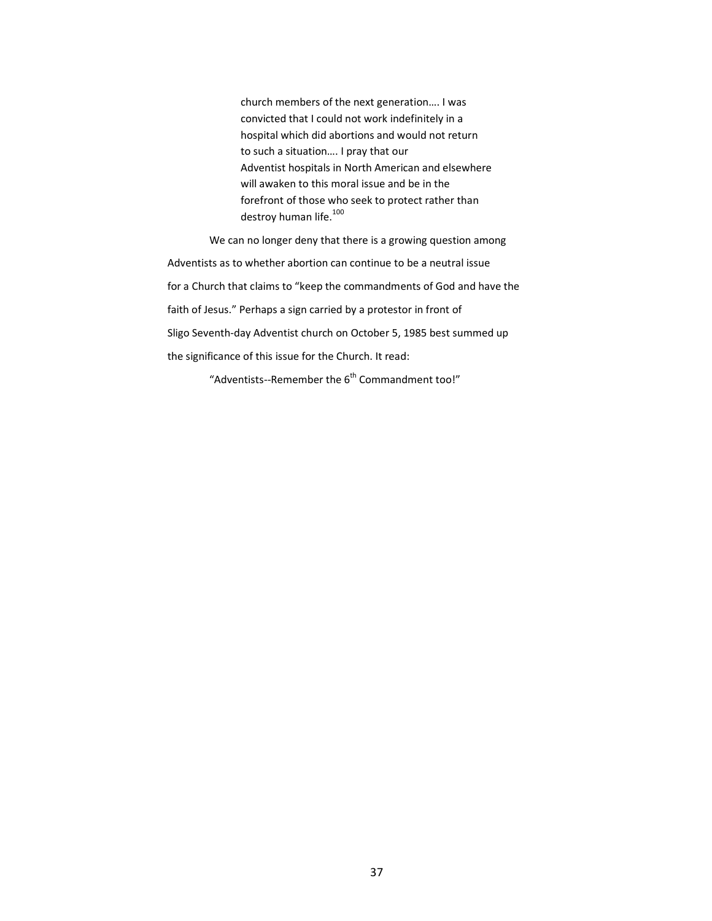> church members of the next generation…. I was convicted that I could not work indefinitely in a hospital which did abortions and would not return to such a situation…. I pray that our Adventist hospitals in North American and elsewhere will awaken to this moral issue and be in the forefront of those who seek to protect rather than destroy human life.[100]

We can no longer deny that there is a growing question among Adventists as to whether abortion can continue to be a neutral issue for a Church that claims to "keep the commandments of God and have the faith of Jesus." Perhaps a sign carried by a protestor in front of Sligo Seventh-day Adventist church on October 5, 1985 best summed up the significance of this issue for the Church. It read:

"Adventists--Remember the 6th Commandment too!"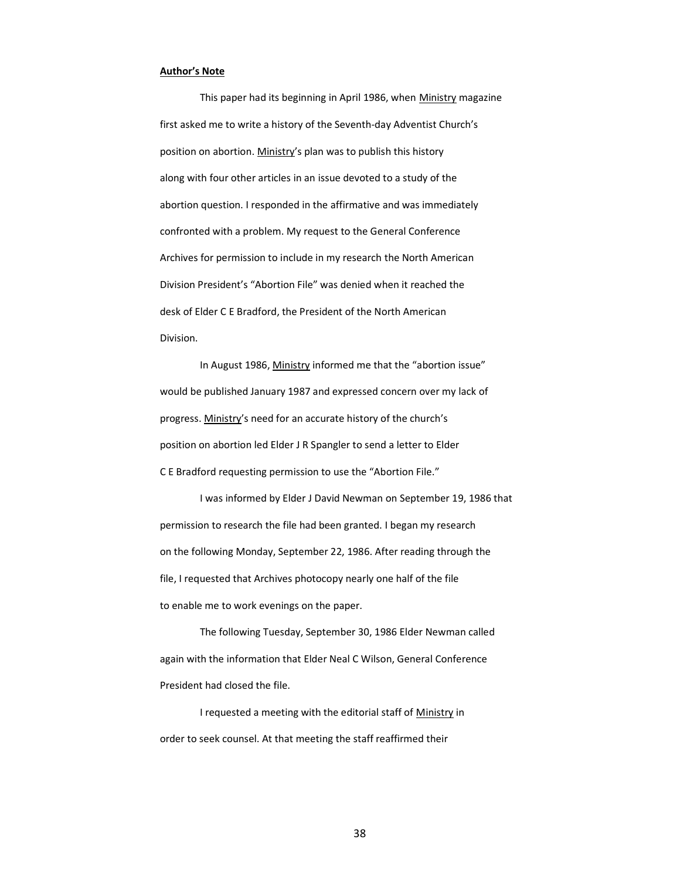**Author's Note**

This paper had its beginning in April 1986, when Ministry magazine first asked me to write a history of the Seventh-day Adventist Church's position on abortion. Ministry's plan was to publish this history along with four other articles in an issue devoted to a study of the abortion question. I responded in the affirmative and was immediately confronted with a problem. My request to the General Conference Archives for permission to include in my research the North American Division President's "Abortion File" was denied when it reached the desk of Elder C E Bradford, the President of the North American Division.

In August 1986, Ministry informed me that the "abortion issue" would be published January 1987 and expressed concern over my lack of progress. Ministry's need for an accurate history of the church's position on abortion led Elder J R Spangler to send a letter to Elder C E Bradford requesting permission to use the "Abortion File."

I was informed by Elder J David Newman on September 19, 1986 that permission to research the file had been granted. I began my research on the following Monday, September 22, 1986. After reading through the file, I requested that Archives photocopy nearly one half of the file to enable me to work evenings on the paper.

The following Tuesday, September 30, 1986 Elder Newman called again with the information that Elder Neal C Wilson, General Conference President had closed the file.

I requested a meeting with the editorial staff of Ministry in order to seek counsel. At that meeting the staff reaffirmed their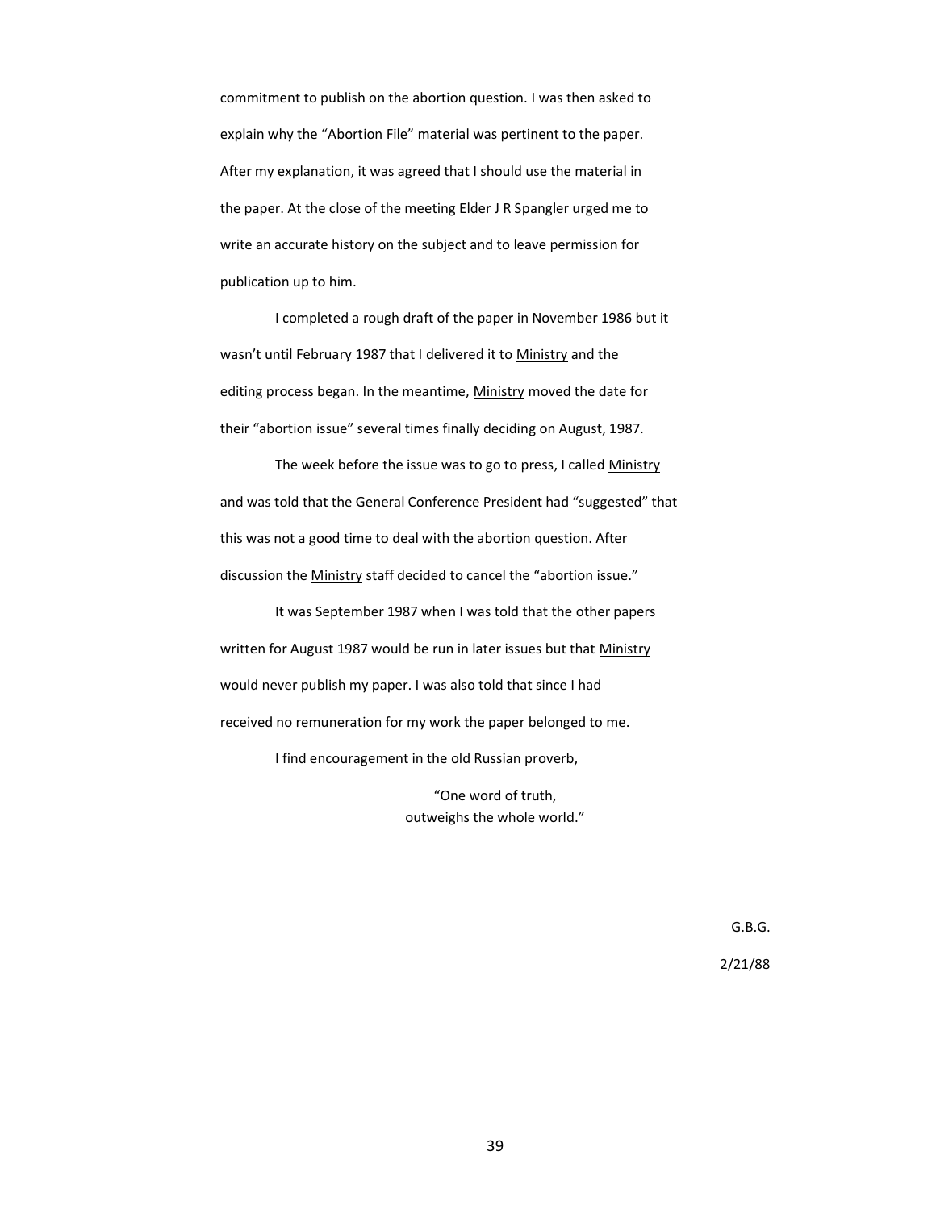commitment to publish on the abortion question. I was then asked to explain why the "Abortion File" material was pertinent to the paper. After my explanation, it was agreed that I should use the material in the paper. At the close of the meeting Elder J R Spangler urged me to write an accurate history on the subject and to leave permission for publication up to him.

I completed a rough draft of the paper in November 1986 but it wasn't until February 1987 that I delivered it to Ministry and the editing process began. In the meantime, Ministry moved the date for their "abortion issue" several times finally deciding on August, 1987.

The week before the issue was to go to press, I called Ministry and was told that the General Conference President had "suggested" that this was not a good time to deal with the abortion question. After discussion the Ministry staff decided to cancel the "abortion issue."

It was September 1987 when I was told that the other papers written for August 1987 would be run in later issues but that Ministry would never publish my paper. I was also told that since I had received no remuneration for my work the paper belonged to me.

I find encouragement in the old Russian proverb,

> "One word of truth,
> outweighs the whole world."

G.B.G.

2/21/88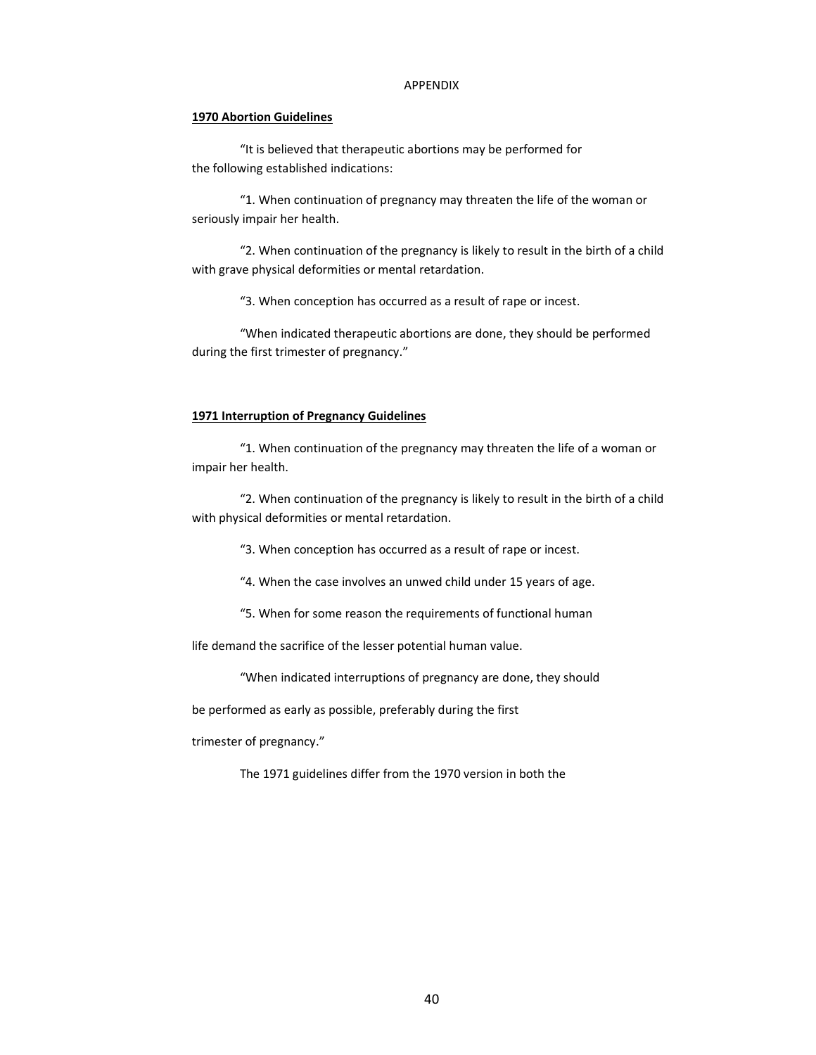APPENDIX

**1970 Abortion Guidelines**

"It is believed that therapeutic abortions may be performed for the following established indications:

"1. When continuation of pregnancy may threaten the life of the woman or seriously impair her health.

"2. When continuation of the pregnancy is likely to result in the birth of a child with grave physical deformities or mental retardation.

"3. When conception has occurred as a result of rape or incest.

"When indicated therapeutic abortions are done, they should be performed during the first trimester of pregnancy."

**1971 Interruption of Pregnancy Guidelines**

"1. When continuation of the pregnancy may threaten the life of a woman or impair her health.

"2. When continuation of the pregnancy is likely to result in the birth of a child with physical deformities or mental retardation.

"3. When conception has occurred as a result of rape or incest.

"4. When the case involves an unwed child under 15 years of age.

"5. When for some reason the requirements of functional human life demand the sacrifice of the lesser potential human value.

"When indicated interruptions of pregnancy are done, they should be performed as early as possible, preferably during the first trimester of pregnancy."

The 1971 guidelines differ from the 1970 version in both the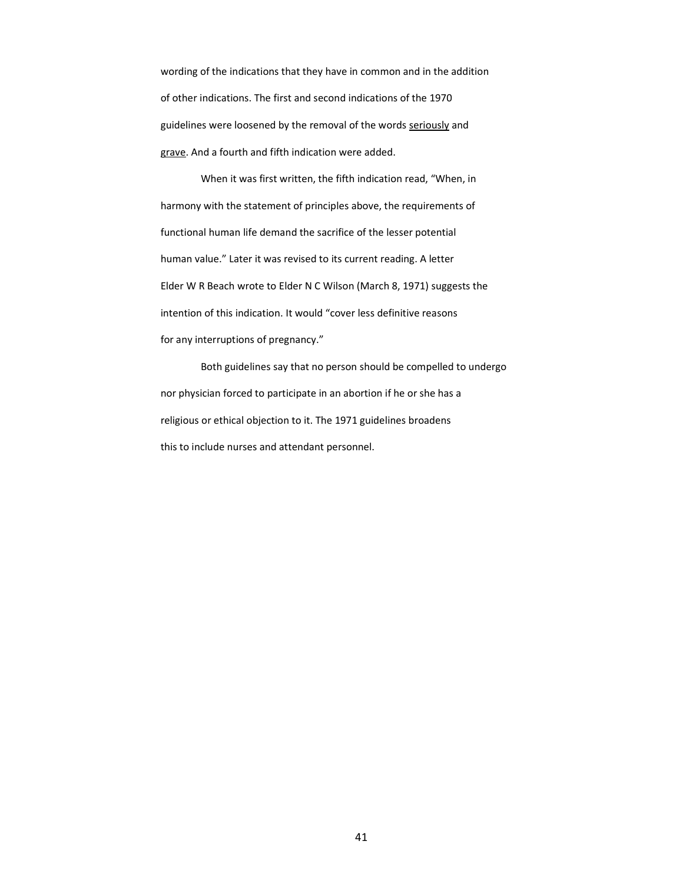wording of the indications that they have in common and in the addition of other indications. The first and second indications of the 1970 guidelines were loosened by the removal of the words <u>seriously</u> and <u>grave</u>. And a fourth and fifth indication were added.

When it was first written, the fifth indication read, "When, in harmony with the statement of principles above, the requirements of functional human life demand the sacrifice of the lesser potential human value." Later it was revised to its current reading. A letter Elder W R Beach wrote to Elder N C Wilson (March 8, 1971) suggests the intention of this indication. It would "cover less definitive reasons for any interruptions of pregnancy."

Both guidelines say that no person should be compelled to undergo nor physician forced to participate in an abortion if he or she has a religious or ethical objection to it. The 1971 guidelines broadens this to include nurses and attendant personnel.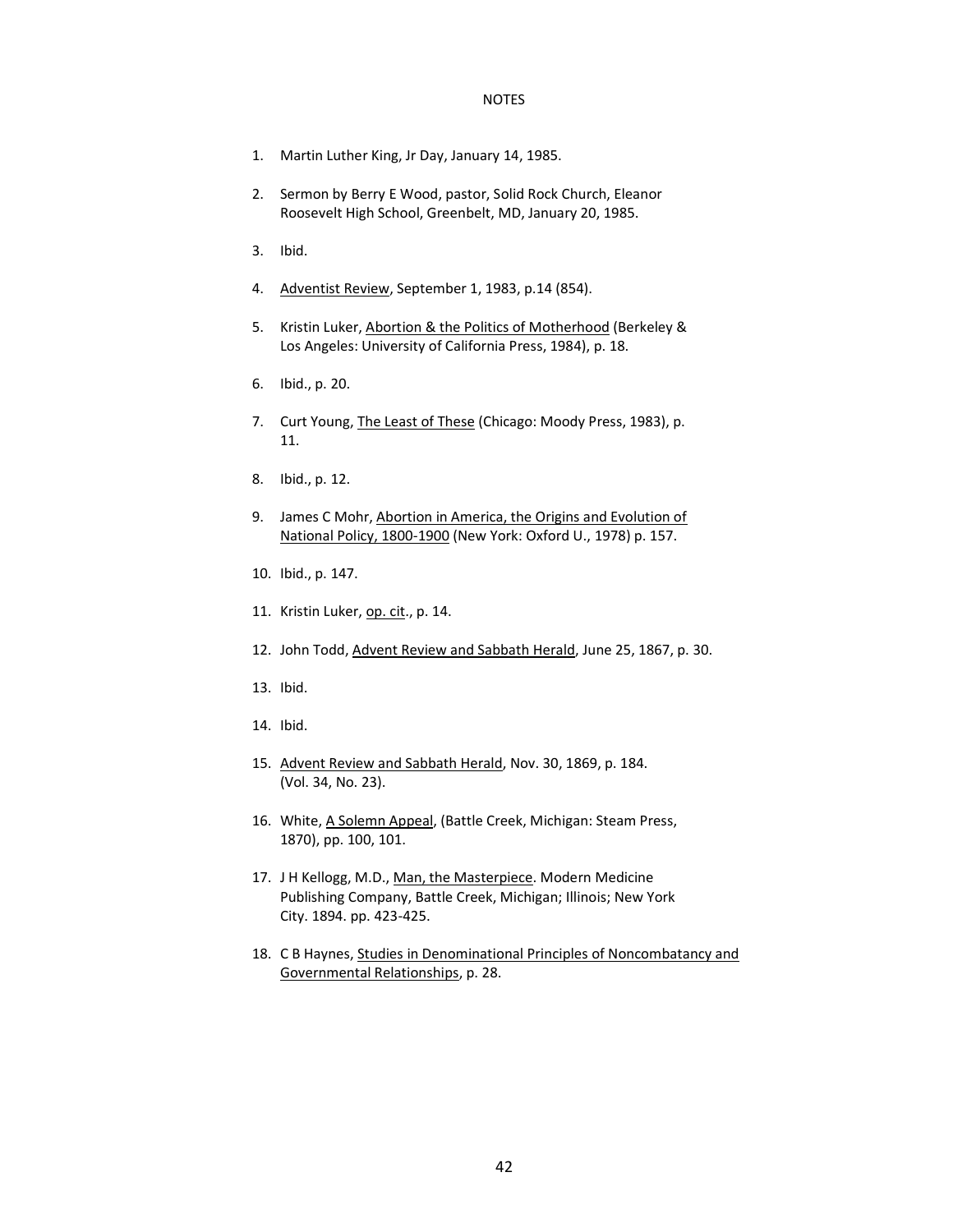# NOTES

1. Martin Luther King, Jr Day, January 14, 1985.

2. Sermon by Berry E Wood, pastor, Solid Rock Church, Eleanor Roosevelt High School, Greenbelt, MD, January 20, 1985.

3. Ibid.

4. Adventist Review, September 1, 1983, p.14 (854).

5. Kristin Luker, Abortion & the Politics of Motherhood (Berkeley & Los Angeles: University of California Press, 1984), p. 18.

6. Ibid., p. 20.

7. Curt Young, The Least of These (Chicago: Moody Press, 1983), p. 11.

8. Ibid., p. 12.

9. James C Mohr, Abortion in America, the Origins and Evolution of National Policy, 1800-1900 (New York: Oxford U., 1978) p. 157.

10. Ibid., p. 147.

11. Kristin Luker, op. cit., p. 14.

12. John Todd, Advent Review and Sabbath Herald, June 25, 1867, p. 30.

13. Ibid.

14. Ibid.

15. Advent Review and Sabbath Herald, Nov. 30, 1869, p. 184. (Vol. 34, No. 23).

16. White, A Solemn Appeal, (Battle Creek, Michigan: Steam Press, 1870), pp. 100, 101.

17. J H Kellogg, M.D., Man, the Masterpiece. Modern Medicine Publishing Company, Battle Creek, Michigan; Illinois; New York City. 1894. pp. 423-425.

18. C B Haynes, Studies in Denominational Principles of Noncombatancy and Governmental Relationships, p. 28.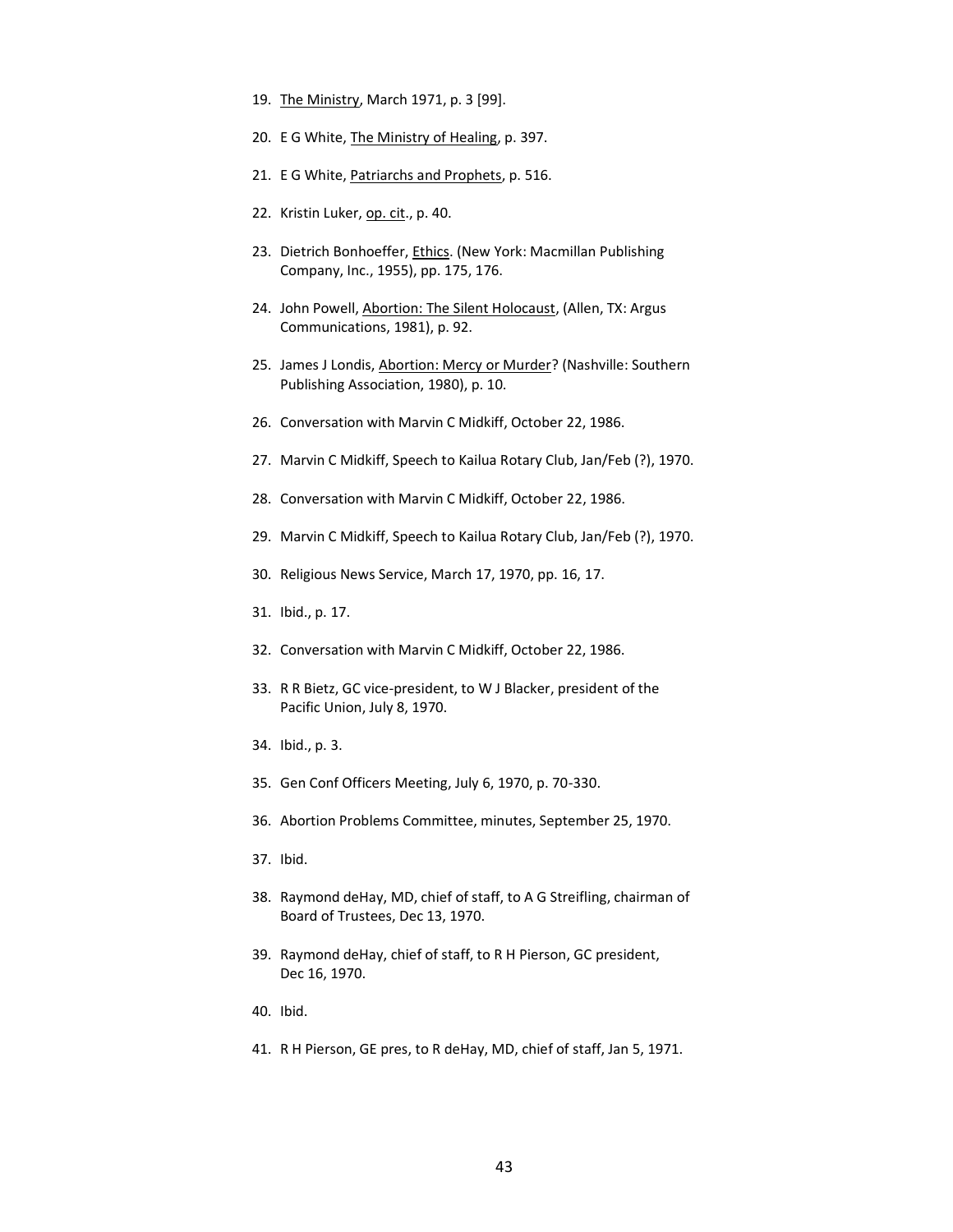19. The Ministry, March 1971, p. 3 [99].

20. E G White, The Ministry of Healing, p. 397.

21. E G White, Patriarchs and Prophets, p. 516.

22. Kristin Luker, op. cit., p. 40.

23. Dietrich Bonhoeffer, Ethics. (New York: Macmillan Publishing Company, Inc., 1955), pp. 175, 176.

24. John Powell, Abortion: The Silent Holocaust, (Allen, TX: Argus Communications, 1981), p. 92.

25. James J Londis, Abortion: Mercy or Murder? (Nashville: Southern Publishing Association, 1980), p. 10.

26. Conversation with Marvin C Midkiff, October 22, 1986.

27. Marvin C Midkiff, Speech to Kailua Rotary Club, Jan/Feb (?), 1970.

28. Conversation with Marvin C Midkiff, October 22, 1986.

29. Marvin C Midkiff, Speech to Kailua Rotary Club, Jan/Feb (?), 1970.

30. Religious News Service, March 17, 1970, pp. 16, 17.

31. Ibid., p. 17.

32. Conversation with Marvin C Midkiff, October 22, 1986.

33. R R Bietz, GC vice-president, to W J Blacker, president of the Pacific Union, July 8, 1970.

34. Ibid., p. 3.

35. Gen Conf Officers Meeting, July 6, 1970, p. 70-330.

36. Abortion Problems Committee, minutes, September 25, 1970.

37. Ibid.

38. Raymond deHay, MD, chief of staff, to A G Streifling, chairman of Board of Trustees, Dec 13, 1970.

39. Raymond deHay, chief of staff, to R H Pierson, GC president, Dec 16, 1970.

40. Ibid.

41. R H Pierson, GE pres, to R deHay, MD, chief of staff, Jan 5, 1971.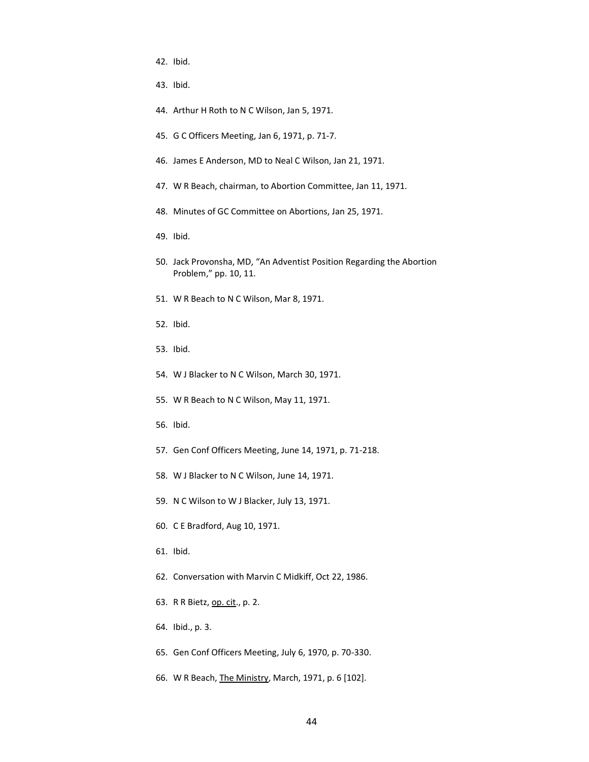42. Ibid.

43. Ibid.

44. Arthur H Roth to N C Wilson, Jan 5, 1971.

45. G C Officers Meeting, Jan 6, 1971, p. 71-7.

46. James E Anderson, MD to Neal C Wilson, Jan 21, 1971.

47. W R Beach, chairman, to Abortion Committee, Jan 11, 1971.

48. Minutes of GC Committee on Abortions, Jan 25, 1971.

49. Ibid.

50. Jack Provonsha, MD, "An Adventist Position Regarding the Abortion Problem," pp. 10, 11.

51. W R Beach to N C Wilson, Mar 8, 1971.

52. Ibid.

53. Ibid.

54. W J Blacker to N C Wilson, March 30, 1971.

55. W R Beach to N C Wilson, May 11, 1971.

56. Ibid.

57. Gen Conf Officers Meeting, June 14, 1971, p. 71-218.

58. W J Blacker to N C Wilson, June 14, 1971.

59. N C Wilson to W J Blacker, July 13, 1971.

60. C E Bradford, Aug 10, 1971.

61. Ibid.

62. Conversation with Marvin C Midkiff, Oct 22, 1986.

63. R R Bietz, op. cit., p. 2.

64. Ibid., p. 3.

65. Gen Conf Officers Meeting, July 6, 1970, p. 70-330.

66. W R Beach, The Ministry, March, 1971, p. 6 [102].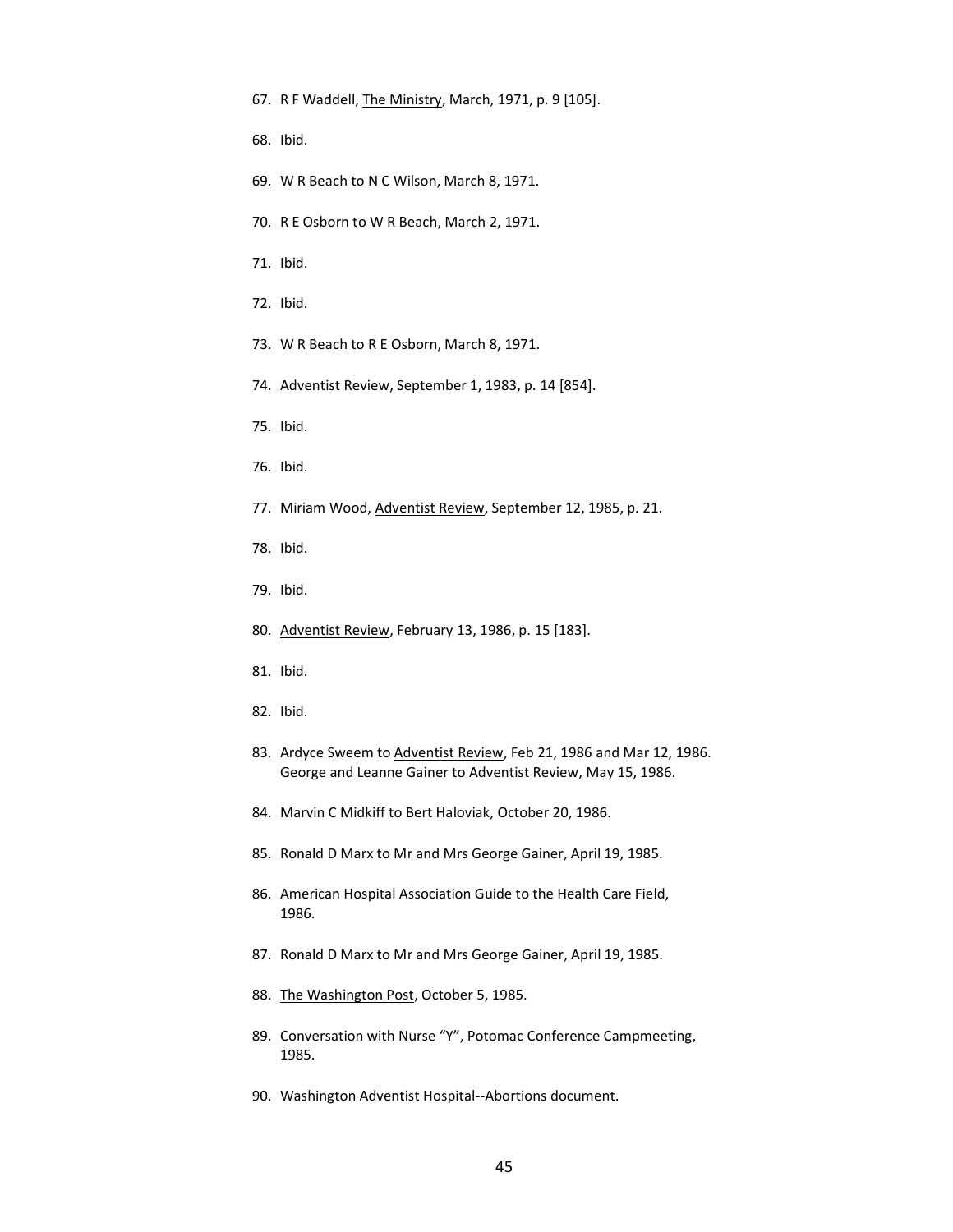67. R F Waddell, The Ministry, March, 1971, p. 9 [105].

68. Ibid.

69. W R Beach to N C Wilson, March 8, 1971.

70. R E Osborn to W R Beach, March 2, 1971.

71. Ibid.

72. Ibid.

73. W R Beach to R E Osborn, March 8, 1971.

74. Adventist Review, September 1, 1983, p. 14 [854].

75. Ibid.

76. Ibid.

77. Miriam Wood, Adventist Review, September 12, 1985, p. 21.

78. Ibid.

79. Ibid.

80. Adventist Review, February 13, 1986, p. 15 [183].

81. Ibid.

82. Ibid.

83. Ardyce Sweem to Adventist Review, Feb 21, 1986 and Mar 12, 1986. George and Leanne Gainer to Adventist Review, May 15, 1986.

84. Marvin C Midkiff to Bert Haloviak, October 20, 1986.

85. Ronald D Marx to Mr and Mrs George Gainer, April 19, 1985.

86. American Hospital Association Guide to the Health Care Field, 1986.

87. Ronald D Marx to Mr and Mrs George Gainer, April 19, 1985.

88. The Washington Post, October 5, 1985.

89. Conversation with Nurse "Y", Potomac Conference Campmeeting, 1985.

90. Washington Adventist Hospital--Abortions document.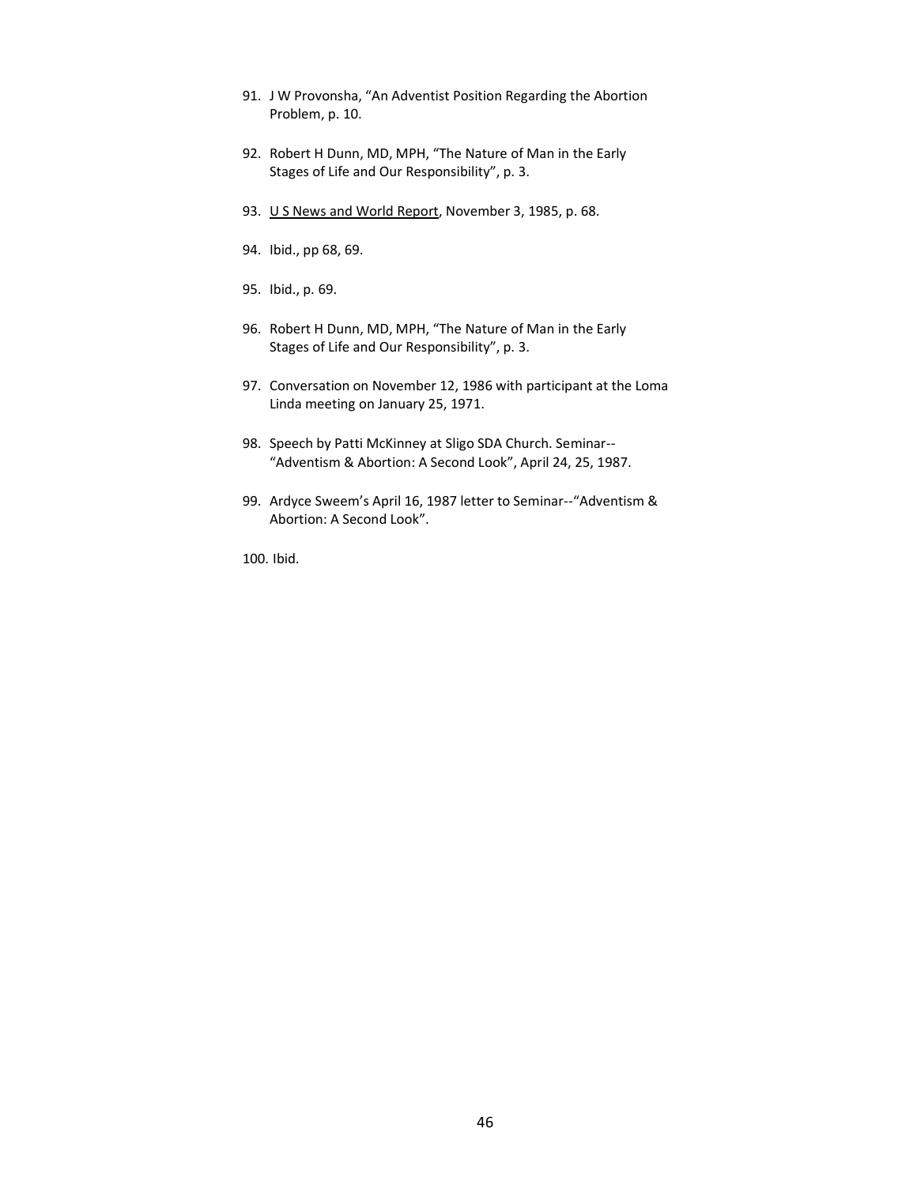91. J W Provonsha, "An Adventist Position Regarding the Abortion Problem, p. 10.

92. Robert H Dunn, MD, MPH, "The Nature of Man in the Early Stages of Life and Our Responsibility", p. 3.

93. U S News and World Report, November 3, 1985, p. 68.

94. Ibid., pp 68, 69.

95. Ibid., p. 69.

96. Robert H Dunn, MD, MPH, "The Nature of Man in the Early Stages of Life and Our Responsibility", p. 3.

97. Conversation on November 12, 1986 with participant at the Loma Linda meeting on January 25, 1971.

98. Speech by Patti McKinney at Sligo SDA Church. Seminar--"Adventism & Abortion: A Second Look", April 24, 25, 1987.

99. Ardyce Sweem's April 16, 1987 letter to Seminar--"Adventism & Abortion: A Second Look".

100. Ibid.